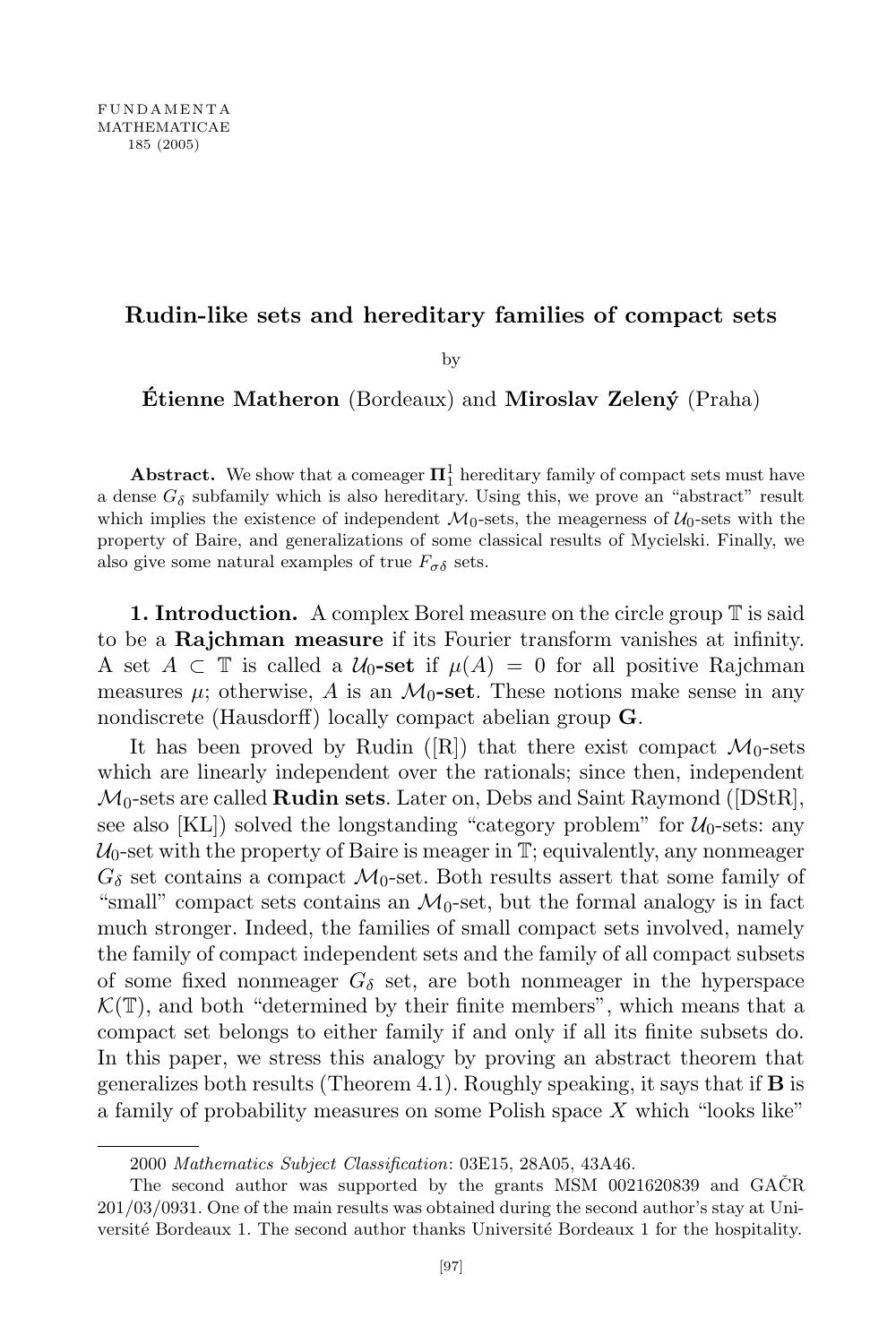# Rudin-like sets and hereditary families of compact sets

by

**Étienne Matheron** (Bordeaux) and **Miroslav Zelený** (Praha)

**Abstract.** We show that a comeager $\mathbf{\Pi}^1_1$ hereditary family of compact sets must have a dense $G_\delta$ subfamily which is also hereditary. Using this, we prove an "abstract" result which implies the existence of independent $\mathcal{M}_0$-sets, the meagerness of $\mathcal{U}_0$-sets with the property of Baire, and generalizations of some classical results of Mycielski. Finally, we also give some natural examples of true $F_{\sigma\delta}$ sets.

**1. Introduction.** A complex Borel measure on the circle group $\mathbb{T}$ is said to be a **Rajchman measure** if its Fourier transform vanishes at infinity. A set $A \subset \mathbb{T}$ is called a $\mathcal{U}_0$**-set** if $\mu(A) = 0$ for all positive Rajchman measures $\mu$; otherwise, $A$ is an $\mathcal{M}_0$**-set**. These notions make sense in any nondiscrete (Hausdorff) locally compact abelian group $\mathbf{G}$.

It has been proved by Rudin ([R]) that there exist compact $\mathcal{M}_0$-sets which are linearly independent over the rationals; since then, independent $\mathcal{M}_0$-sets are called **Rudin sets**. Later on, Debs and Saint Raymond ([DStR], see also [KL]) solved the longstanding "category problem" for $\mathcal{U}_0$-sets: any $\mathcal{U}_0$-set with the property of Baire is meager in $\mathbb{T}$; equivalently, any nonmeager $G_\delta$ set contains a compact $\mathcal{M}_0$-set. Both results assert that some family of "small" compact sets contains an $\mathcal{M}_0$-set, but the formal analogy is in fact much stronger. Indeed, the families of small compact sets involved, namely the family of compact independent sets and the family of all compact subsets of some fixed nonmeager $G_\delta$ set, are both nonmeager in the hyperspace $\mathcal{K}(\mathbb{T})$, and both "determined by their finite members", which means that a compact set belongs to either family if and only if all its finite subsets do. In this paper, we stress this analogy by proving an abstract theorem that generalizes both results (Theorem 4.1). Roughly speaking, it says that if $\mathbf{B}$ is a family of probability measures on some Polish space $X$ which "looks like"

---

2000 *Mathematics Subject Classification*: 03E15, 28A05, 43A46.

The second author was supported by the grants MSM 0021620839 and GAČR 201/03/0931. One of the main results was obtained during the second author's stay at Université Bordeaux 1. The second author thanks Université Bordeaux 1 for the hospitality.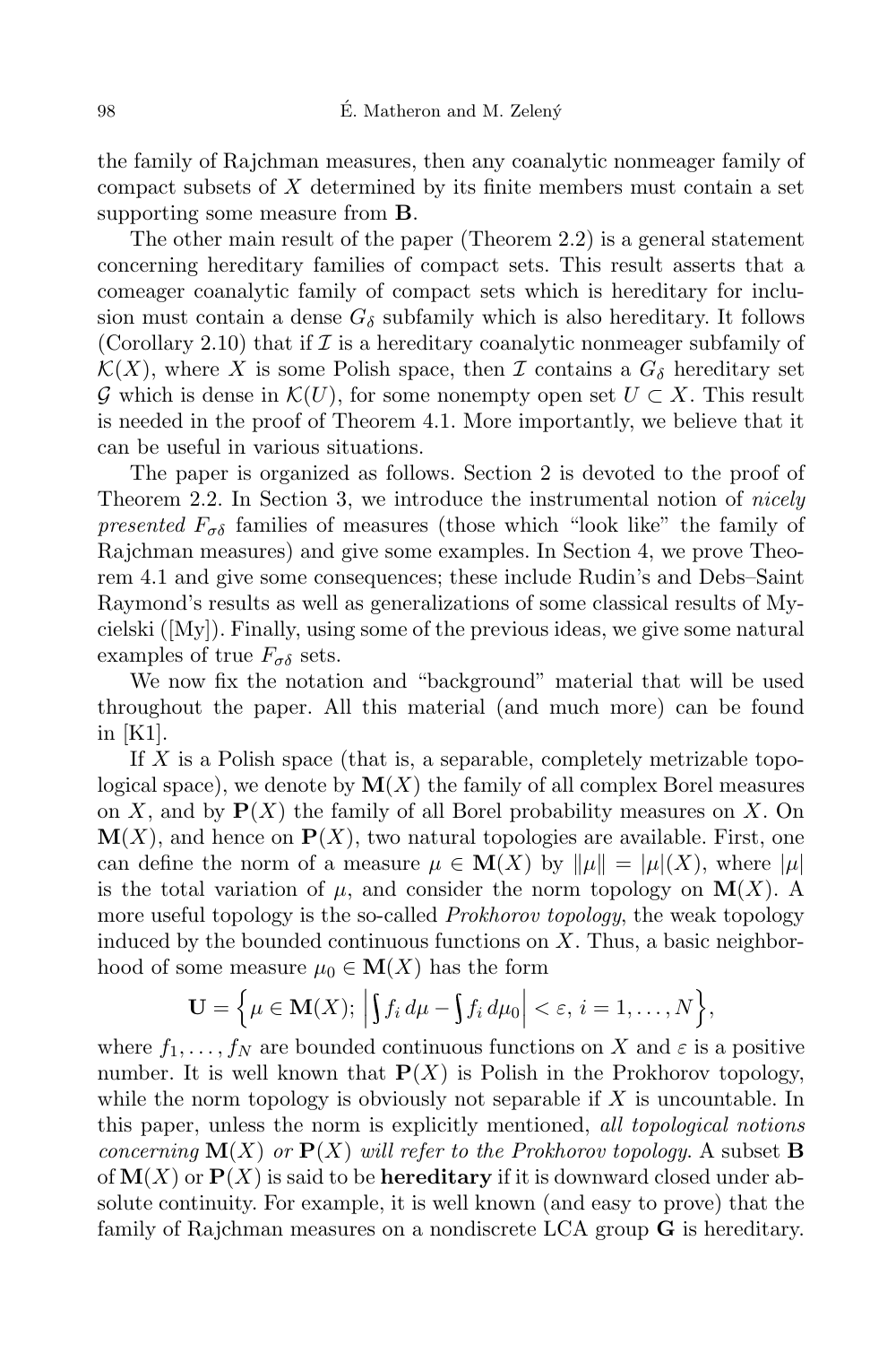the family of Rajchman measures, then any coanalytic nonmeager family of compact subsets of $X$ determined by its finite members must contain a set supporting some measure from $\mathbf{B}$.

The other main result of the paper (Theorem 2.2) is a general statement concerning hereditary families of compact sets. This result asserts that a comeager coanalytic family of compact sets which is hereditary for inclusion must contain a dense $G_\delta$ subfamily which is also hereditary. It follows (Corollary 2.10) that if $\mathcal{I}$ is a hereditary coanalytic nonmeager subfamily of $\mathcal{K}(X)$, where $X$ is some Polish space, then $\mathcal{I}$ contains a $G_\delta$ hereditary set $\mathcal{G}$ which is dense in $\mathcal{K}(U)$, for some nonempty open set $U \subset X$. This result is needed in the proof of Theorem 4.1. More importantly, we believe that it can be useful in various situations.

The paper is organized as follows. Section 2 is devoted to the proof of Theorem 2.2. In Section 3, we introduce the instrumental notion of *nicely presented* $F_{\sigma\delta}$ families of measures (those which "look like" the family of Rajchman measures) and give some examples. In Section 4, we prove Theorem 4.1 and give some consequences; these include Rudin's and Debs–Saint Raymond's results as well as generalizations of some classical results of Mycielski ([My]). Finally, using some of the previous ideas, we give some natural examples of true $F_{\sigma\delta}$ sets.

We now fix the notation and "background" material that will be used throughout the paper. All this material (and much more) can be found in [K1].

If $X$ is a Polish space (that is, a separable, completely metrizable topological space), we denote by $\mathbf{M}(X)$ the family of all complex Borel measures on $X$, and by $\mathbf{P}(X)$ the family of all Borel probability measures on $X$. On $\mathbf{M}(X)$, and hence on $\mathbf{P}(X)$, two natural topologies are available. First, one can define the norm of a measure $\mu \in \mathbf{M}(X)$ by $\|\mu\| = |\mu|(X)$, where $|\mu|$ is the total variation of $\mu$, and consider the norm topology on $\mathbf{M}(X)$. A more useful topology is the so-called *Prokhorov topology*, the weak topology induced by the bounded continuous functions on $X$. Thus, a basic neighborhood of some measure $\mu_0 \in \mathbf{M}(X)$ has the form

$$\mathbf{U} = \Big\{\mu \in \mathbf{M}(X);\ \Big|\int f_i\, d\mu - \int f_i\, d\mu_0\Big| < \varepsilon,\ i = 1, \ldots, N\Big\},$$

where $f_1, \ldots, f_N$ are bounded continuous functions on $X$ and $\varepsilon$ is a positive number. It is well known that $\mathbf{P}(X)$ is Polish in the Prokhorov topology, while the norm topology is obviously not separable if $X$ is uncountable. In this paper, unless the norm is explicitly mentioned, *all topological notions concerning* $\mathbf{M}(X)$ *or* $\mathbf{P}(X)$ *will refer to the Prokhorov topology.* A subset $\mathbf{B}$ of $\mathbf{M}(X)$ or $\mathbf{P}(X)$ is said to be **hereditary** if it is downward closed under absolute continuity. For example, it is well known (and easy to prove) that the family of Rajchman measures on a nondiscrete LCA group $\mathbf{G}$ is hereditary.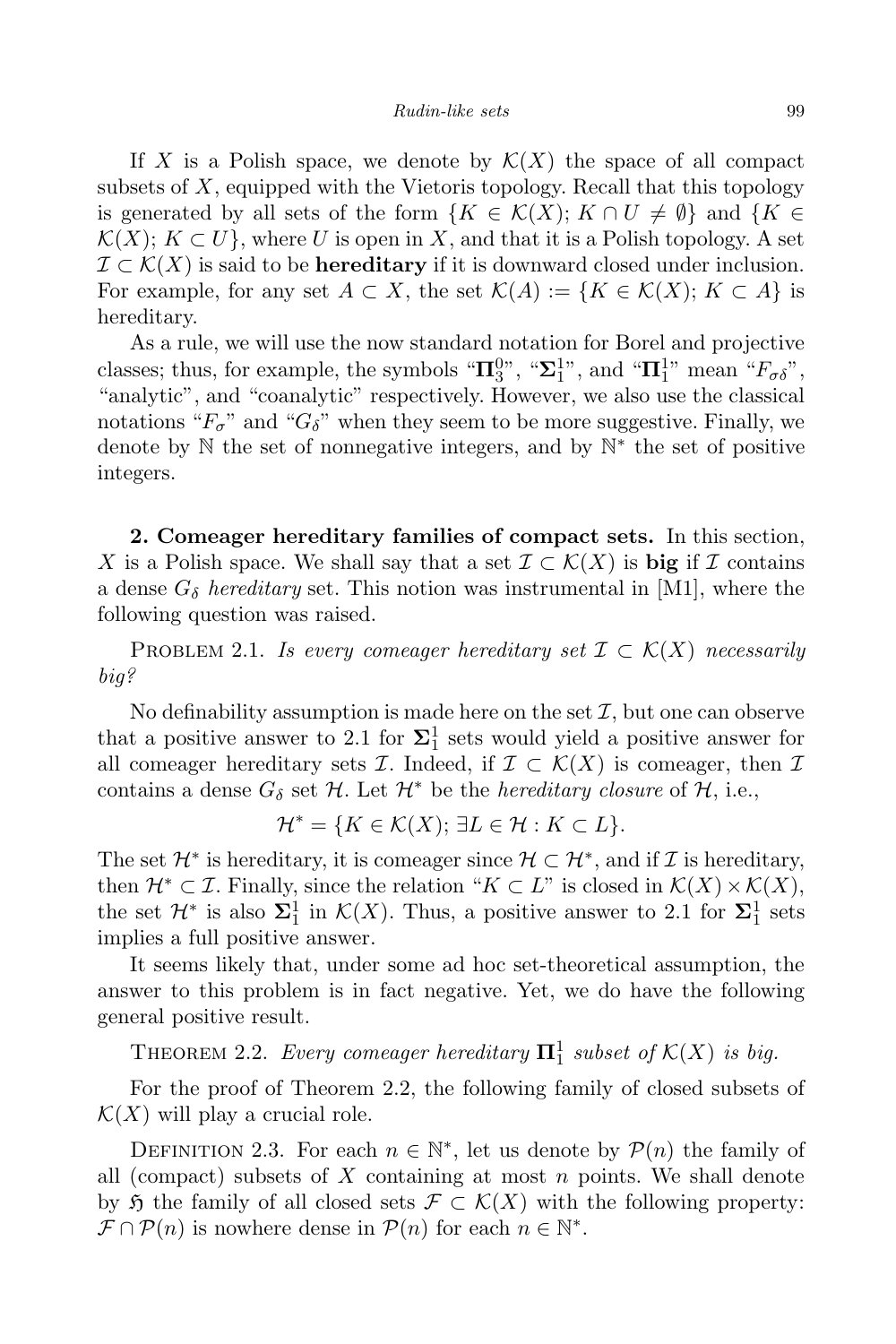If $X$ is a Polish space, we denote by $\mathcal{K}(X)$ the space of all compact subsets of $X$, equipped with the Vietoris topology. Recall that this topology is generated by all sets of the form $\{K \in \mathcal{K}(X);\, K \cap U \neq \emptyset\}$ and $\{K \in \mathcal{K}(X);\, K \subset U\}$, where $U$ is open in $X$, and that it is a Polish topology. A set $\mathcal{I} \subset \mathcal{K}(X)$ is said to be **hereditary** if it is downward closed under inclusion. For example, for any set $A \subset X$, the set $\mathcal{K}(A) := \{K \in \mathcal{K}(X);\, K \subset A\}$ is hereditary.

As a rule, we will use the now standard notation for Borel and projective classes; thus, for example, the symbols "$\mathbf{\Pi}^0_3$", "$\mathbf{\Sigma}^1_1$", and "$\mathbf{\Pi}^1_1$" mean "$F_{\sigma\delta}$", "analytic", and "coanalytic" respectively. However, we also use the classical notations "$F_\sigma$" and "$G_\delta$" when they seem to be more suggestive. Finally, we denote by $\mathbb{N}$ the set of nonnegative integers, and by $\mathbb{N}^*$ the set of positive integers.

**2. Comeager hereditary families of compact sets.** In this section, $X$ is a Polish space. We shall say that a set $\mathcal{I} \subset \mathcal{K}(X)$ is **big** if $\mathcal{I}$ contains a dense $G_\delta$ *hereditary* set. This notion was instrumental in [M1], where the following question was raised.

Problem 2.1. *Is every comeager hereditary set $\mathcal{I} \subset \mathcal{K}(X)$ necessarily big?*

No definability assumption is made here on the set $\mathcal{I}$, but one can observe that a positive answer to 2.1 for $\mathbf{\Sigma}^1_1$ sets would yield a positive answer for all comeager hereditary sets $\mathcal{I}$. Indeed, if $\mathcal{I} \subset \mathcal{K}(X)$ is comeager, then $\mathcal{I}$ contains a dense $G_\delta$ set $\mathcal{H}$. Let $\mathcal{H}^*$ be the *hereditary closure* of $\mathcal{H}$, i.e.,

$$\mathcal{H}^* = \{K \in \mathcal{K}(X);\, \exists L \in \mathcal{H} : K \subset L\}.$$

The set $\mathcal{H}^*$ is hereditary, it is comeager since $\mathcal{H} \subset \mathcal{H}^*$, and if $\mathcal{I}$ is hereditary, then $\mathcal{H}^* \subset \mathcal{I}$. Finally, since the relation "$K \subset L$" is closed in $\mathcal{K}(X) \times \mathcal{K}(X)$, the set $\mathcal{H}^*$ is also $\mathbf{\Sigma}^1_1$ in $\mathcal{K}(X)$. Thus, a positive answer to 2.1 for $\mathbf{\Sigma}^1_1$ sets implies a full positive answer.

It seems likely that, under some ad hoc set-theoretical assumption, the answer to this problem is in fact negative. Yet, we do have the following general positive result.

Theorem 2.2. *Every comeager hereditary $\mathbf{\Pi}^1_1$ subset of $\mathcal{K}(X)$ is big.*

For the proof of Theorem 2.2, the following family of closed subsets of $\mathcal{K}(X)$ will play a crucial role.

Definition 2.3. For each $n \in \mathbb{N}^*$, let us denote by $\mathcal{P}(n)$ the family of all (compact) subsets of $X$ containing at most $n$ points. We shall denote by $\mathfrak{H}$ the family of all closed sets $\mathcal{F} \subset \mathcal{K}(X)$ with the following property: $\mathcal{F} \cap \mathcal{P}(n)$ is nowhere dense in $\mathcal{P}(n)$ for each $n \in \mathbb{N}^*$.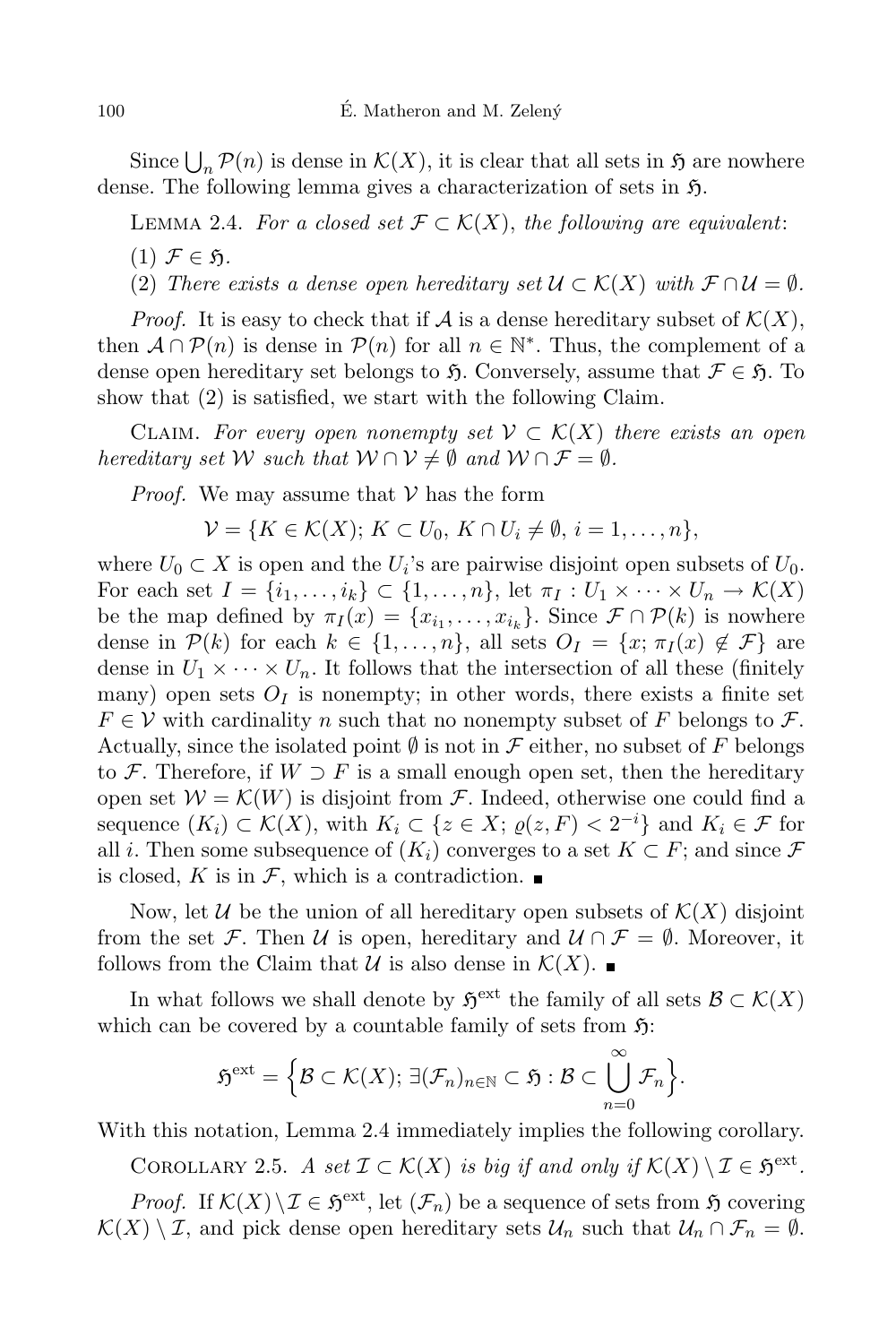Since $\bigcup_n \mathcal{P}(n)$ is dense in $\mathcal{K}(X)$, it is clear that all sets in $\mathfrak{H}$ are nowhere dense. The following lemma gives a characterization of sets in $\mathfrak{H}$.

Lemma 2.4. *For a closed set $\mathcal{F} \subset \mathcal{K}(X)$, the following are equivalent*:

(1) *$\mathcal{F} \in \mathfrak{H}$.*

(2) *There exists a dense open hereditary set $\mathcal{U} \subset \mathcal{K}(X)$ with $\mathcal{F} \cap \mathcal{U} = \emptyset$.*

*Proof.* It is easy to check that if $\mathcal{A}$ is a dense hereditary subset of $\mathcal{K}(X)$, then $\mathcal{A} \cap \mathcal{P}(n)$ is dense in $\mathcal{P}(n)$ for all $n \in \mathbb{N}^*$. Thus, the complement of a dense open hereditary set belongs to $\mathfrak{H}$. Conversely, assume that $\mathcal{F} \in \mathfrak{H}$. To show that (2) is satisfied, we start with the following Claim.

Claim. *For every open nonempty set $\mathcal{V} \subset \mathcal{K}(X)$ there exists an open hereditary set $\mathcal{W}$ such that $\mathcal{W} \cap \mathcal{V} \neq \emptyset$ and $\mathcal{W} \cap \mathcal{F} = \emptyset$.*

*Proof.* We may assume that $\mathcal{V}$ has the form

$$\mathcal{V} = \{K \in \mathcal{K}(X);\, K \subset U_0,\, K \cap U_i \neq \emptyset,\, i = 1, \dots, n\},$$

where $U_0 \subset X$ is open and the $U_i$'s are pairwise disjoint open subsets of $U_0$. For each set $I = \{i_1, \dots, i_k\} \subset \{1, \dots, n\}$, let $\pi_I : U_1 \times \dots \times U_n \to \mathcal{K}(X)$ be the map defined by $\pi_I(x) = \{x_{i_1}, \dots, x_{i_k}\}$. Since $\mathcal{F} \cap \mathcal{P}(k)$ is nowhere dense in $\mathcal{P}(k)$ for each $k \in \{1, \dots, n\}$, all sets $O_I = \{x;\, \pi_I(x) \notin \mathcal{F}\}$ are dense in $U_1 \times \dots \times U_n$. It follows that the intersection of all these (finitely many) open sets $O_I$ is nonempty; in other words, there exists a finite set $F \in \mathcal{V}$ with cardinality $n$ such that no nonempty subset of $F$ belongs to $\mathcal{F}$. Actually, since the isolated point $\emptyset$ is not in $\mathcal{F}$ either, no subset of $F$ belongs to $\mathcal{F}$. Therefore, if $W \supset F$ is a small enough open set, then the hereditary open set $\mathcal{W} = \mathcal{K}(W)$ is disjoint from $\mathcal{F}$. Indeed, otherwise one could find a sequence $(K_i) \subset \mathcal{K}(X)$, with $K_i \subset \{z \in X;\, \varrho(z, F) < 2^{-i}\}$ and $K_i \in \mathcal{F}$ for all $i$. Then some subsequence of $(K_i)$ converges to a set $K \subset F$; and since $\mathcal{F}$ is closed, $K$ is in $\mathcal{F}$, which is a contradiction. ■

Now, let $\mathcal{U}$ be the union of all hereditary open subsets of $\mathcal{K}(X)$ disjoint from the set $\mathcal{F}$. Then $\mathcal{U}$ is open, hereditary and $\mathcal{U} \cap \mathcal{F} = \emptyset$. Moreover, it follows from the Claim that $\mathcal{U}$ is also dense in $\mathcal{K}(X)$. ■

In what follows we shall denote by $\mathfrak{H}^{\text{ext}}$ the family of all sets $\mathcal{B} \subset \mathcal{K}(X)$ which can be covered by a countable family of sets from $\mathfrak{H}$:

$$\mathfrak{H}^{\text{ext}} = \Big\{\mathcal{B} \subset \mathcal{K}(X);\, \exists (\mathcal{F}_n)_{n \in \mathbb{N}} \subset \mathfrak{H} : \mathcal{B} \subset \bigcup_{n=0}^{\infty} \mathcal{F}_n\Big\}.$$

With this notation, Lemma 2.4 immediately implies the following corollary.

Corollary 2.5. *A set $\mathcal{I} \subset \mathcal{K}(X)$ is big if and only if $\mathcal{K}(X) \setminus \mathcal{I} \in \mathfrak{H}^{\text{ext}}$.*

*Proof.* If $\mathcal{K}(X) \setminus \mathcal{I} \in \mathfrak{H}^{\text{ext}}$, let $(\mathcal{F}_n)$ be a sequence of sets from $\mathfrak{H}$ covering $\mathcal{K}(X) \setminus \mathcal{I}$, and pick dense open hereditary sets $\mathcal{U}_n$ such that $\mathcal{U}_n \cap \mathcal{F}_n = \emptyset$.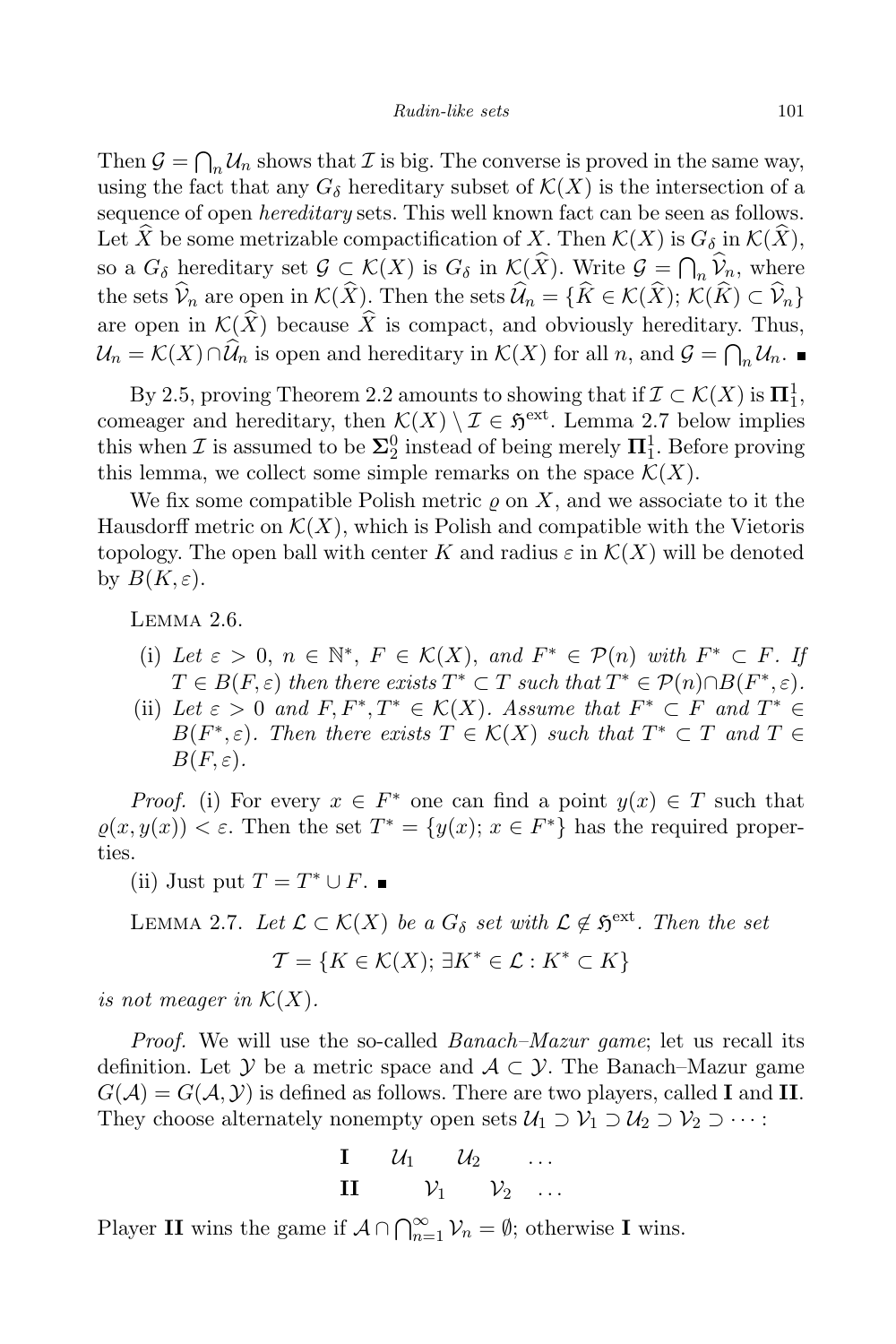Then $\mathcal{G} = \bigcap_n \mathcal{U}_n$ shows that $\mathcal{I}$ is big. The converse is proved in the same way, using the fact that any $G_\delta$ hereditary subset of $\mathcal{K}(X)$ is the intersection of a sequence of open *hereditary* sets. This well known fact can be seen as follows. Let $\widehat{X}$ be some metrizable compactification of $X$. Then $\mathcal{K}(X)$ is $G_\delta$ in $\mathcal{K}(\widehat{X})$, so a $G_\delta$ hereditary set $\mathcal{G} \subset \mathcal{K}(X)$ is $G_\delta$ in $\mathcal{K}(\widehat{X})$. Write $\mathcal{G} = \bigcap_n \widehat{\mathcal{V}}_n$, where the sets $\widehat{\mathcal{V}}_n$ are open in $\mathcal{K}(\widehat{X})$. Then the sets $\widehat{\mathcal{U}}_n = \{\widehat{K} \in \mathcal{K}(\widehat{X});\ \mathcal{K}(\widehat{K}) \subset \widehat{\mathcal{V}}_n\}$ are open in $\mathcal{K}(\widehat{X})$ because $\widehat{X}$ is compact, and obviously hereditary. Thus, $\mathcal{U}_n = \mathcal{K}(X) \cap \widehat{\mathcal{U}}_n$ is open and hereditary in $\mathcal{K}(X)$ for all $n$, and $\mathcal{G} = \bigcap_n \mathcal{U}_n$. ∎

By 2.5, proving Theorem 2.2 amounts to showing that if $\mathcal{I} \subset \mathcal{K}(X)$ is $\mathbf{\Pi}^1_1$, comeager and hereditary, then $\mathcal{K}(X) \setminus \mathcal{I} \in \mathfrak{H}^{\text{ext}}$. Lemma 2.7 below implies this when $\mathcal{I}$ is assumed to be $\mathbf{\Sigma}^0_2$ instead of being merely $\mathbf{\Pi}^1_1$. Before proving this lemma, we collect some simple remarks on the space $\mathcal{K}(X)$.

We fix some compatible Polish metric $\varrho$ on $X$, and we associate to it the Hausdorff metric on $\mathcal{K}(X)$, which is Polish and compatible with the Vietoris topology. The open ball with center $K$ and radius $\varepsilon$ in $\mathcal{K}(X)$ will be denoted by $B(K, \varepsilon)$.

Lemma 2.6.

(i) *Let $\varepsilon > 0$, $n \in \mathbb{N}^*$, $F \in \mathcal{K}(X)$, and $F^* \in \mathcal{P}(n)$ with $F^* \subset F$. If $T \in B(F, \varepsilon)$ then there exists $T^* \subset T$ such that $T^* \in \mathcal{P}(n) \cap B(F^*, \varepsilon)$.*

(ii) *Let $\varepsilon > 0$ and $F, F^*, T^* \in \mathcal{K}(X)$. Assume that $F^* \subset F$ and $T^* \in B(F^*, \varepsilon)$. Then there exists $T \in \mathcal{K}(X)$ such that $T^* \subset T$ and $T \in B(F, \varepsilon)$.*

*Proof.* (i) For every $x \in F^*$ one can find a point $y(x) \in T$ such that $\varrho(x, y(x)) < \varepsilon$. Then the set $T^* = \{y(x);\ x \in F^*\}$ has the required properties.

(ii) Just put $T = T^* \cup F$. ∎

Lemma 2.7. *Let $\mathcal{L} \subset \mathcal{K}(X)$ be a $G_\delta$ set with $\mathcal{L} \notin \mathfrak{H}^{\text{ext}}$. Then the set*

$$\mathcal{T} = \{K \in \mathcal{K}(X);\ \exists K^* \in \mathcal{L} : K^* \subset K\}$$

*is not meager in $\mathcal{K}(X)$.*

*Proof.* We will use the so-called *Banach–Mazur game*; let us recall its definition. Let $\mathcal{Y}$ be a metric space and $\mathcal{A} \subset \mathcal{Y}$. The Banach–Mazur game $G(\mathcal{A}) = G(\mathcal{A}, \mathcal{Y})$ is defined as follows. There are two players, called **I** and **II**. They choose alternately nonempty open sets $\mathcal{U}_1 \supset \mathcal{V}_1 \supset \mathcal{U}_2 \supset \mathcal{V}_2 \supset \cdots$:

| | | | | | |
|---|---|---|---|---|---|
| **I** | $\mathcal{U}_1$ | | $\mathcal{U}_2$ | | $\dots$ |
| **II** | | $\mathcal{V}_1$ | | $\mathcal{V}_2$ | $\dots$ |

Player **II** wins the game if $\mathcal{A} \cap \bigcap_{n=1}^{\infty} \mathcal{V}_n = \emptyset$; otherwise **I** wins.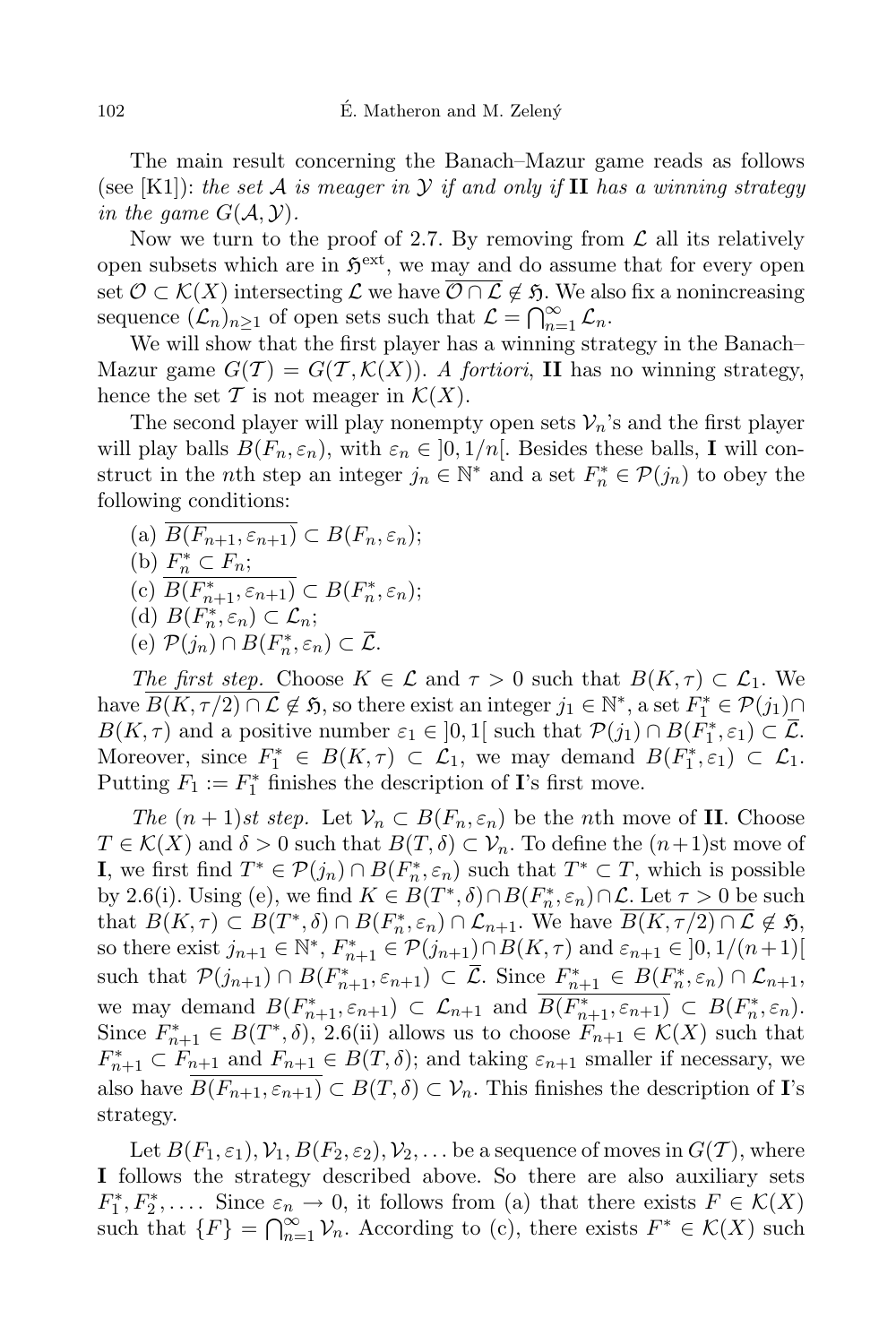The main result concerning the Banach–Mazur game reads as follows (see [K1]): *the set $\mathcal{A}$ is meager in $\mathcal{Y}$ if and only if* **II** *has a winning strategy in the game* $G(\mathcal{A}, \mathcal{Y})$.

Now we turn to the proof of 2.7. By removing from $\mathcal{L}$ all its relatively open subsets which are in $\mathfrak{H}^{\mathrm{ext}}$, we may and do assume that for every open set $\mathcal{O} \subset \mathcal{K}(X)$ intersecting $\mathcal{L}$ we have $\overline{\mathcal{O} \cap \mathcal{L}} \notin \mathfrak{H}$. We also fix a nonincreasing sequence $(\mathcal{L}_n)_{n\geq 1}$ of open sets such that $\mathcal{L} = \bigcap_{n=1}^{\infty} \mathcal{L}_n$.

We will show that the first player has a winning strategy in the Banach–Mazur game $G(\mathcal{T}) = G(\mathcal{T}, \mathcal{K}(X))$. *A fortiori*, **II** has no winning strategy, hence the set $\mathcal{T}$ is not meager in $\mathcal{K}(X)$.

The second player will play nonempty open sets $\mathcal{V}_n$'s and the first player will play balls $B(F_n, \varepsilon_n)$, with $\varepsilon_n \in \,]0, 1/n[$. Besides these balls, **I** will construct in the $n$th step an integer $j_n \in \mathbb{N}^*$ and a set $F_n^* \in \mathcal{P}(j_n)$ to obey the following conditions:

(a) $\overline{B(F_{n+1}, \varepsilon_{n+1})} \subset B(F_n, \varepsilon_n)$;
(b) $F_n^* \subset F_n$;
(c) $\overline{B(F_{n+1}^*, \varepsilon_{n+1})} \subset B(F_n^*, \varepsilon_n)$;
(d) $B(F_n^*, \varepsilon_n) \subset \mathcal{L}_n$;
(e) $\mathcal{P}(j_n) \cap B(F_n^*, \varepsilon_n) \subset \overline{\mathcal{L}}$.

*The first step.* Choose $K \in \mathcal{L}$ and $\tau > 0$ such that $B(K, \tau) \subset \mathcal{L}_1$. We have $\overline{B(K, \tau/2) \cap \mathcal{L}} \notin \mathfrak{H}$, so there exist an integer $j_1 \in \mathbb{N}^*$, a set $F_1^* \in \mathcal{P}(j_1) \cap B(K, \tau)$ and a positive number $\varepsilon_1 \in \,]0, 1[$ such that $\mathcal{P}(j_1) \cap B(F_1^*, \varepsilon_1) \subset \overline{\mathcal{L}}$. Moreover, since $F_1^* \in B(K, \tau) \subset \mathcal{L}_1$, we may demand $B(F_1^*, \varepsilon_1) \subset \mathcal{L}_1$. Putting $F_1 := F_1^*$ finishes the description of **I**'s first move.

*The* $(n+1)$*st step.* Let $\mathcal{V}_n \subset B(F_n, \varepsilon_n)$ be the $n$th move of **II**. Choose $T \in \mathcal{K}(X)$ and $\delta > 0$ such that $B(T, \delta) \subset \mathcal{V}_n$. To define the $(n+1)$st move of **I**, we first find $T^* \in \mathcal{P}(j_n) \cap B(F_n^*, \varepsilon_n)$ such that $T^* \subset T$, which is possible by 2.6(i). Using (e), we find $K \in B(T^*, \delta) \cap B(F_n^*, \varepsilon_n) \cap \mathcal{L}$. Let $\tau > 0$ be such that $B(K, \tau) \subset B(T^*, \delta) \cap B(F_n^*, \varepsilon_n) \cap \mathcal{L}_{n+1}$. We have $\overline{B(K, \tau/2) \cap \mathcal{L}} \notin \mathfrak{H}$, so there exist $j_{n+1} \in \mathbb{N}^*$, $F_{n+1}^* \in \mathcal{P}(j_{n+1}) \cap B(K, \tau)$ and $\varepsilon_{n+1} \in \,]0, 1/(n+1)[$ such that $\mathcal{P}(j_{n+1}) \cap B(F_{n+1}^*, \varepsilon_{n+1}) \subset \overline{\mathcal{L}}$. Since $F_{n+1}^* \in B(F_n^*, \varepsilon_n) \cap \mathcal{L}_{n+1}$, we may demand $B(F_{n+1}^*, \varepsilon_{n+1}) \subset \mathcal{L}_{n+1}$ and $\overline{B(F_{n+1}^*, \varepsilon_{n+1})} \subset B(F_n^*, \varepsilon_n)$. Since $F_{n+1}^* \in B(T^*, \delta)$, 2.6(ii) allows us to choose $F_{n+1} \in \mathcal{K}(X)$ such that $F_{n+1}^* \subset F_{n+1}$ and $F_{n+1} \in B(T, \delta)$; and taking $\varepsilon_{n+1}$ smaller if necessary, we also have $\overline{B(F_{n+1}, \varepsilon_{n+1})} \subset B(T, \delta) \subset \mathcal{V}_n$. This finishes the description of **I**'s strategy.

Let $B(F_1, \varepsilon_1), \mathcal{V}_1, B(F_2, \varepsilon_2), \mathcal{V}_2, \ldots$ be a sequence of moves in $G(\mathcal{T})$, where **I** follows the strategy described above. So there are also auxiliary sets $F_1^*, F_2^*, \ldots$. Since $\varepsilon_n \to 0$, it follows from (a) that there exists $F \in \mathcal{K}(X)$ such that $\{F\} = \bigcap_{n=1}^{\infty} \mathcal{V}_n$. According to (c), there exists $F^* \in \mathcal{K}(X)$ such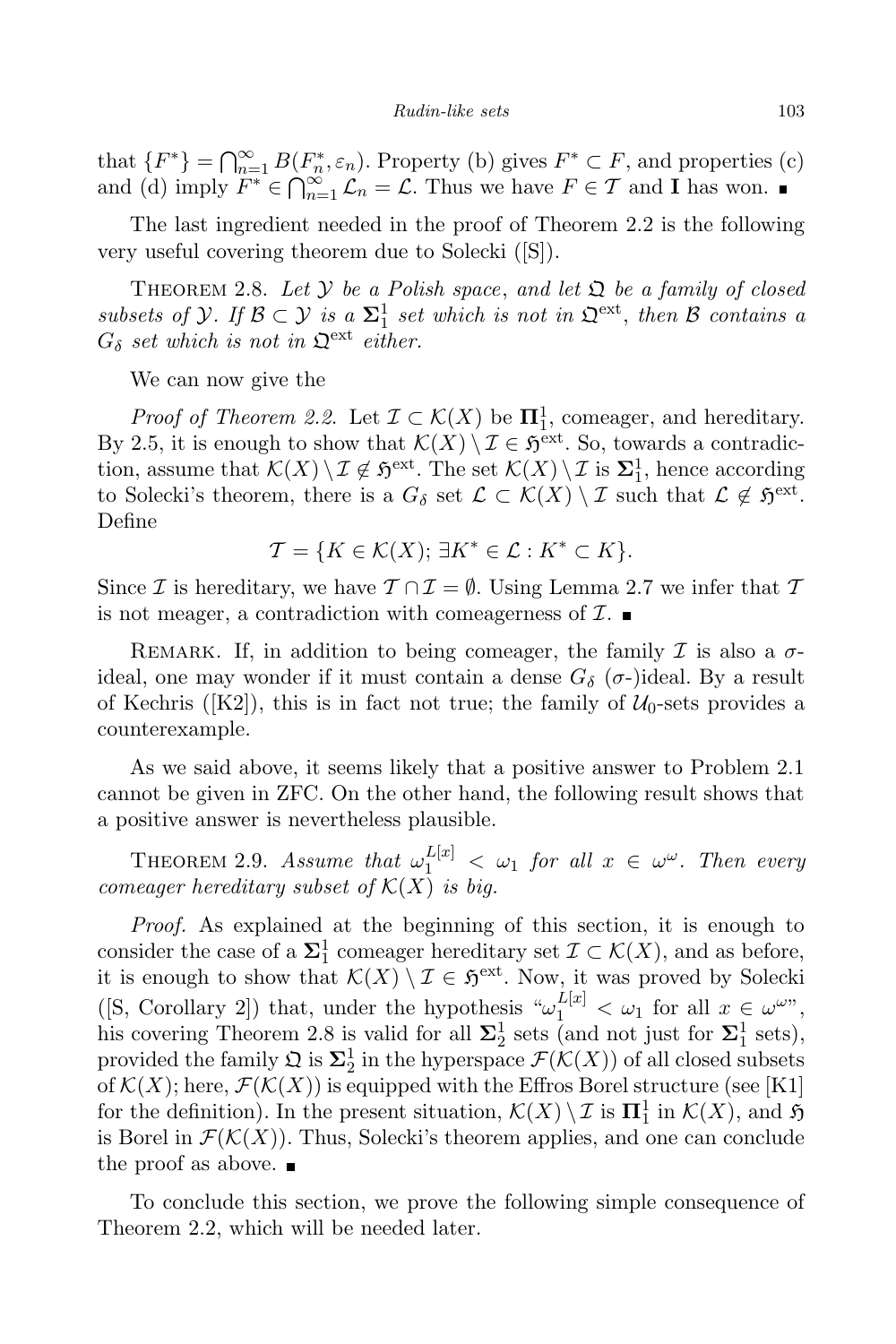that $\{F^*\} = \bigcap_{n=1}^{\infty} B(F_n^*, \varepsilon_n)$. Property (b) gives $F^* \subset F$, and properties (c) and (d) imply $F^* \in \bigcap_{n=1}^{\infty} \mathcal{L}_n = \mathcal{L}$. Thus we have $F \in \mathcal{T}$ and **I** has won. ∎

The last ingredient needed in the proof of Theorem 2.2 is the following very useful covering theorem due to Solecki ([S]).

THEOREM 2.8. *Let $\mathcal{Y}$ be a Polish space, and let $\mathfrak{Q}$ be a family of closed subsets of $\mathcal{Y}$. If $\mathcal{B} \subset \mathcal{Y}$ is a $\mathbf{\Sigma}_1^1$ set which is not in $\mathfrak{Q}^{\text{ext}}$, then $\mathcal{B}$ contains a $G_\delta$ set which is not in $\mathfrak{Q}^{\text{ext}}$ either.*

We can now give the

*Proof of Theorem 2.2.* Let $\mathcal{I} \subset \mathcal{K}(X)$ be $\mathbf{\Pi}_1^1$, comeager, and hereditary. By 2.5, it is enough to show that $\mathcal{K}(X) \setminus \mathcal{I} \in \mathfrak{H}^{\text{ext}}$. So, towards a contradiction, assume that $\mathcal{K}(X) \setminus \mathcal{I} \notin \mathfrak{H}^{\text{ext}}$. The set $\mathcal{K}(X) \setminus \mathcal{I}$ is $\mathbf{\Sigma}_1^1$, hence according to Solecki's theorem, there is a $G_\delta$ set $\mathcal{L} \subset \mathcal{K}(X) \setminus \mathcal{I}$ such that $\mathcal{L} \notin \mathfrak{H}^{\text{ext}}$. Define

$$\mathcal{T} = \{K \in \mathcal{K}(X);\ \exists K^* \in \mathcal{L} : K^* \subset K\}.$$

Since $\mathcal{I}$ is hereditary, we have $\mathcal{T} \cap \mathcal{I} = \emptyset$. Using Lemma 2.7 we infer that $\mathcal{T}$ is not meager, a contradiction with comeagerness of $\mathcal{I}$. ∎

REMARK. If, in addition to being comeager, the family $\mathcal{I}$ is also a $\sigma$-ideal, one may wonder if it must contain a dense $G_\delta$ ($\sigma$-)ideal. By a result of Kechris ([K2]), this is in fact not true; the family of $\mathcal{U}_0$-sets provides a counterexample.

As we said above, it seems likely that a positive answer to Problem 2.1 cannot be given in ZFC. On the other hand, the following result shows that a positive answer is nevertheless plausible.

THEOREM 2.9. *Assume that $\omega_1^{L[x]} < \omega_1$ for all $x \in \omega^\omega$. Then every comeager hereditary subset of $\mathcal{K}(X)$ is big.*

*Proof.* As explained at the beginning of this section, it is enough to consider the case of a $\mathbf{\Sigma}_1^1$ comeager hereditary set $\mathcal{I} \subset \mathcal{K}(X)$, and as before, it is enough to show that $\mathcal{K}(X) \setminus \mathcal{I} \in \mathfrak{H}^{\text{ext}}$. Now, it was proved by Solecki ([S, Corollary 2]) that, under the hypothesis "$\omega_1^{L[x]} < \omega_1$ for all $x \in \omega^\omega$", his covering Theorem 2.8 is valid for all $\mathbf{\Sigma}_2^1$ sets (and not just for $\mathbf{\Sigma}_1^1$ sets), provided the family $\mathfrak{Q}$ is $\mathbf{\Sigma}_2^1$ in the hyperspace $\mathcal{F}(\mathcal{K}(X))$ of all closed subsets of $\mathcal{K}(X)$; here, $\mathcal{F}(\mathcal{K}(X))$ is equipped with the Effros Borel structure (see [K1] for the definition). In the present situation, $\mathcal{K}(X) \setminus \mathcal{I}$ is $\mathbf{\Pi}_1^1$ in $\mathcal{K}(X)$, and $\mathfrak{H}$ is Borel in $\mathcal{F}(\mathcal{K}(X))$. Thus, Solecki's theorem applies, and one can conclude the proof as above. ∎

To conclude this section, we prove the following simple consequence of Theorem 2.2, which will be needed later.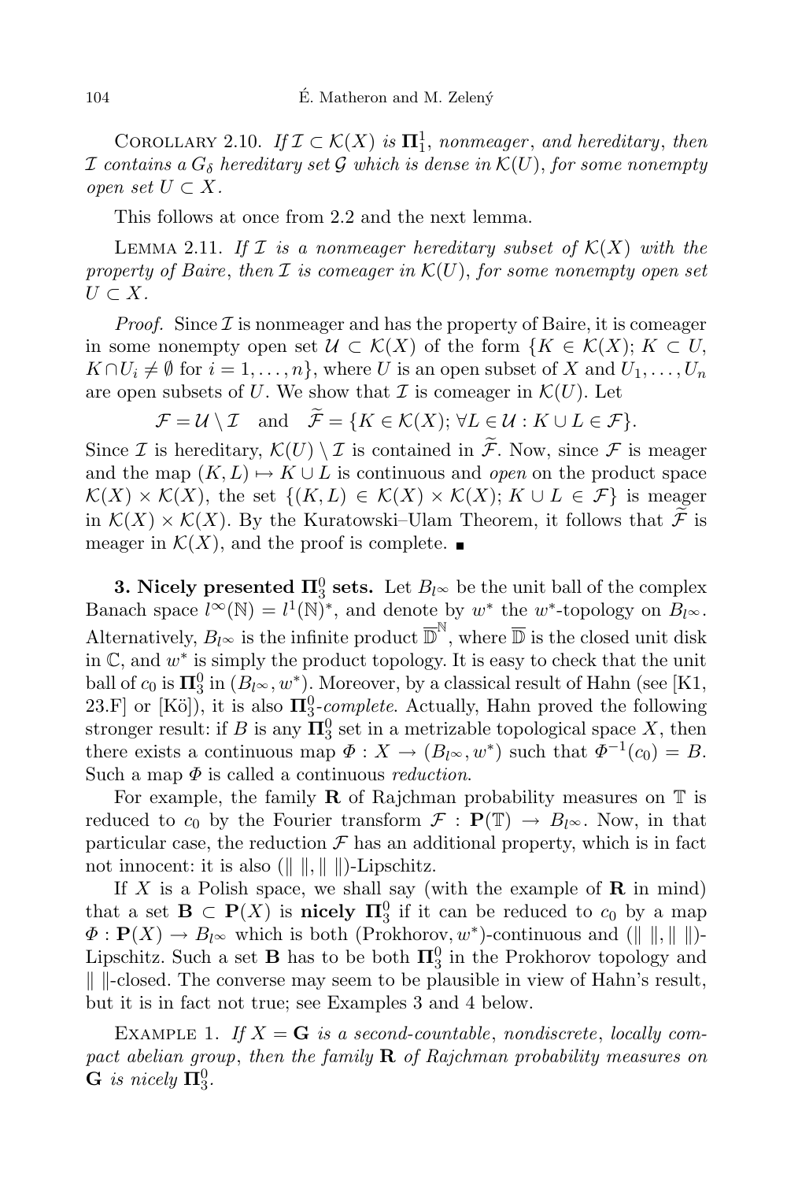Corollary 2.10. *If $\mathcal{I} \subset \mathcal{K}(X)$ is $\mathbf{\Pi}_1^1$, nonmeager, and hereditary, then $\mathcal{I}$ contains a $G_\delta$ hereditary set $\mathcal{G}$ which is dense in $\mathcal{K}(U)$, for some nonempty open set $U \subset X$.*

This follows at once from 2.2 and the next lemma.

Lemma 2.11. *If $\mathcal{I}$ is a nonmeager hereditary subset of $\mathcal{K}(X)$ with the property of Baire, then $\mathcal{I}$ is comeager in $\mathcal{K}(U)$, for some nonempty open set $U \subset X$.*

*Proof.* Since $\mathcal{I}$ is nonmeager and has the property of Baire, it is comeager in some nonempty open set $\mathcal{U} \subset \mathcal{K}(X)$ of the form $\{K \in \mathcal{K}(X);\ K \subset U,\ K \cap U_i \neq \emptyset \text{ for } i = 1, \ldots, n\}$, where $U$ is an open subset of $X$ and $U_1, \ldots, U_n$ are open subsets of $U$. We show that $\mathcal{I}$ is comeager in $\mathcal{K}(U)$. Let

$$\mathcal{F} = \mathcal{U} \setminus \mathcal{I} \quad \text{and} \quad \widetilde{\mathcal{F}} = \{K \in \mathcal{K}(X);\ \forall L \in \mathcal{U} : K \cup L \in \mathcal{F}\}.$$

Since $\mathcal{I}$ is hereditary, $\mathcal{K}(U) \setminus \mathcal{I}$ is contained in $\widetilde{\mathcal{F}}$. Now, since $\mathcal{F}$ is meager and the map $(K, L) \mapsto K \cup L$ is continuous and *open* on the product space $\mathcal{K}(X) \times \mathcal{K}(X)$, the set $\{(K, L) \in \mathcal{K}(X) \times \mathcal{K}(X);\ K \cup L \in \mathcal{F}\}$ is meager in $\mathcal{K}(X) \times \mathcal{K}(X)$. By the Kuratowski–Ulam Theorem, it follows that $\widetilde{\mathcal{F}}$ is meager in $\mathcal{K}(X)$, and the proof is complete. ■

**3. Nicely presented $\mathbf{\Pi}_3^0$ sets.** Let $B_{l^\infty}$ be the unit ball of the complex Banach space $l^\infty(\mathbb{N}) = l^1(\mathbb{N})^*$, and denote by $w^*$ the $w^*$-topology on $B_{l^\infty}$. Alternatively, $B_{l^\infty}$ is the infinite product $\overline{\mathbb{D}}^{\mathbb{N}}$, where $\overline{\mathbb{D}}$ is the closed unit disk in $\mathbb{C}$, and $w^*$ is simply the product topology. It is easy to check that the unit ball of $c_0$ is $\mathbf{\Pi}_3^0$ in $(B_{l^\infty}, w^*)$. Moreover, by a classical result of Hahn (see [K1, 23.F] or [Kö]), it is also $\mathbf{\Pi}_3^0$-*complete*. Actually, Hahn proved the following stronger result: if $B$ is any $\mathbf{\Pi}_3^0$ set in a metrizable topological space $X$, then there exists a continuous map $\Phi : X \to (B_{l^\infty}, w^*)$ such that $\Phi^{-1}(c_0) = B$. Such a map $\Phi$ is called a continuous *reduction*.

For example, the family $\mathbf{R}$ of Rajchman probability measures on $\mathbb{T}$ is reduced to $c_0$ by the Fourier transform $\mathcal{F} : \mathbf{P}(\mathbb{T}) \to B_{l^\infty}$. Now, in that particular case, the reduction $\mathcal{F}$ has an additional property, which is in fact not innocent: it is also $(\|\ \|, \|\ \|)$-Lipschitz.

If $X$ is a Polish space, we shall say (with the example of $\mathbf{R}$ in mind) that a set $\mathbf{B} \subset \mathbf{P}(X)$ is **nicely** $\mathbf{\Pi}_3^0$ if it can be reduced to $c_0$ by a map $\Phi : \mathbf{P}(X) \to B_{l^\infty}$ which is both (Prokhorov, $w^*$)-continuous and $(\|\ \|, \|\ \|)$-Lipschitz. Such a set $\mathbf{B}$ has to be both $\mathbf{\Pi}_3^0$ in the Prokhorov topology and $\|\ \|$-closed. The converse may seem to be plausible in view of Hahn's result, but it is in fact not true; see Examples 3 and 4 below.

Example 1. *If $X = \mathbf{G}$ is a second-countable, nondiscrete, locally compact abelian group, then the family $\mathbf{R}$ of Rajchman probability measures on $\mathbf{G}$ is nicely $\mathbf{\Pi}_3^0$.*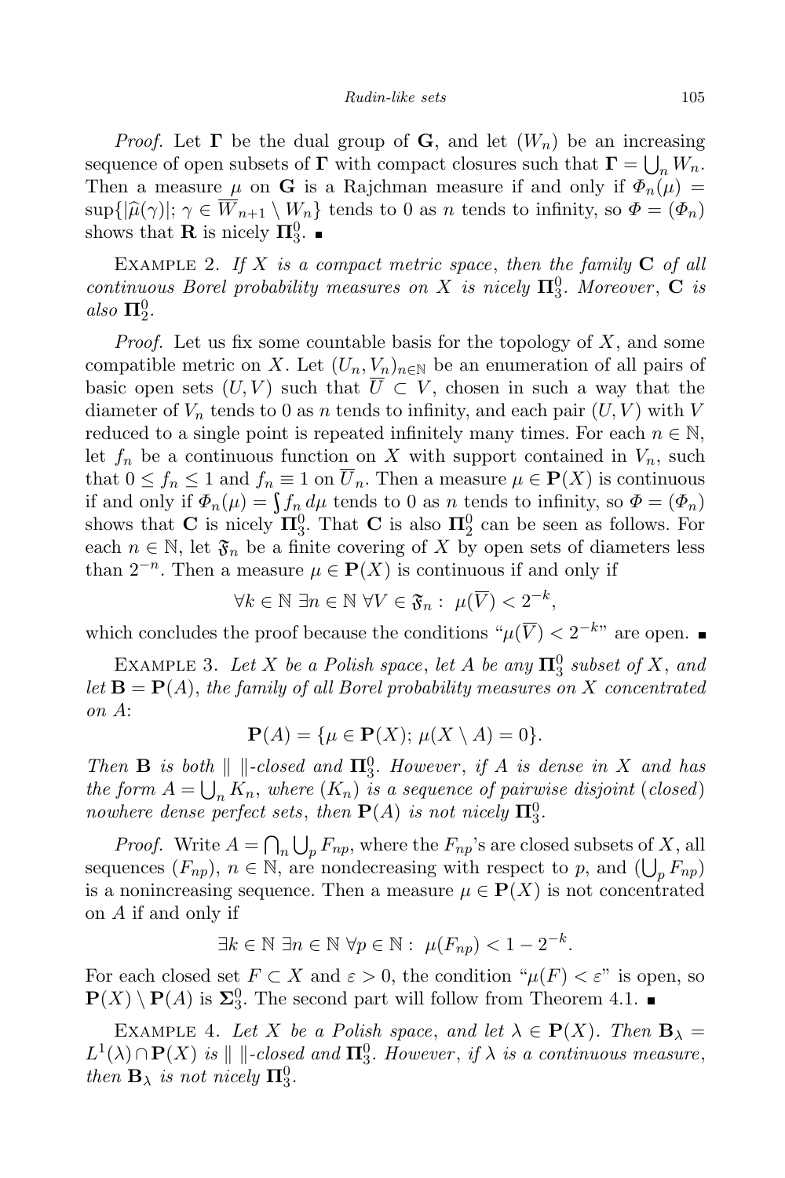*Proof.* Let $\mathbf{\Gamma}$ be the dual group of $\mathbf{G}$, and let $(W_n)$ be an increasing sequence of open subsets of $\mathbf{\Gamma}$ with compact closures such that $\mathbf{\Gamma} = \bigcup_n W_n$. Then a measure $\mu$ on $\mathbf{G}$ is a Rajchman measure if and only if $\Phi_n(\mu) = \sup\{|\widehat{\mu}(\gamma)|;\, \gamma \in \overline{W}_{n+1} \setminus W_n\}$ tends to 0 as $n$ tends to infinity, so $\Phi = (\Phi_n)$ shows that $\mathbf{R}$ is nicely $\mathbf{\Pi}^0_3$. ■

Example 2. *If $X$ is a compact metric space, then the family $\mathbf{C}$ of all continuous Borel probability measures on $X$ is nicely $\mathbf{\Pi}^0_3$. Moreover, $\mathbf{C}$ is also $\mathbf{\Pi}^0_2$.*

*Proof.* Let us fix some countable basis for the topology of $X$, and some compatible metric on $X$. Let $(U_n, V_n)_{n\in\mathbb{N}}$ be an enumeration of all pairs of basic open sets $(U, V)$ such that $\overline{U} \subset V$, chosen in such a way that the diameter of $V_n$ tends to 0 as $n$ tends to infinity, and each pair $(U, V)$ with $V$ reduced to a single point is repeated infinitely many times. For each $n \in \mathbb{N}$, let $f_n$ be a continuous function on $X$ with support contained in $V_n$, such that $0 \le f_n \le 1$ and $f_n \equiv 1$ on $\overline{U}_n$. Then a measure $\mu \in \mathbf{P}(X)$ is continuous if and only if $\Phi_n(\mu) = \int f_n\, d\mu$ tends to 0 as $n$ tends to infinity, so $\Phi = (\Phi_n)$ shows that $\mathbf{C}$ is nicely $\mathbf{\Pi}^0_3$. That $\mathbf{C}$ is also $\mathbf{\Pi}^0_2$ can be seen as follows. For each $n \in \mathbb{N}$, let $\mathfrak{F}_n$ be a finite covering of $X$ by open sets of diameters less than $2^{-n}$. Then a measure $\mu \in \mathbf{P}(X)$ is continuous if and only if

$$\forall k \in \mathbb{N}\ \exists n \in \mathbb{N}\ \forall V \in \mathfrak{F}_n:\ \mu(\overline{V}) < 2^{-k},$$

which concludes the proof because the conditions "$\mu(\overline{V}) < 2^{-k}$" are open. ■

Example 3. *Let $X$ be a Polish space, let $A$ be any $\mathbf{\Pi}^0_3$ subset of $X$, and let $\mathbf{B} = \mathbf{P}(A)$, the family of all Borel probability measures on $X$ concentrated on $A$:*

$$\mathbf{P}(A) = \{\mu \in \mathbf{P}(X);\, \mu(X \setminus A) = 0\}.$$

*Then $\mathbf{B}$ is both $\|\ \|$-closed and $\mathbf{\Pi}^0_3$. However, if $A$ is dense in $X$ and has the form $A = \bigcup_n K_n$, where $(K_n)$ is a sequence of pairwise disjoint (closed) nowhere dense perfect sets, then $\mathbf{P}(A)$ is not nicely $\mathbf{\Pi}^0_3$.*

*Proof.* Write $A = \bigcap_n \bigcup_p F_{np}$, where the $F_{np}$'s are closed subsets of $X$, all sequences $(F_{np})$, $n \in \mathbb{N}$, are nondecreasing with respect to $p$, and $(\bigcup_p F_{np})$ is a nonincreasing sequence. Then a measure $\mu \in \mathbf{P}(X)$ is not concentrated on $A$ if and only if

$$\exists k \in \mathbb{N}\ \exists n \in \mathbb{N}\ \forall p \in \mathbb{N}:\ \mu(F_{np}) < 1 - 2^{-k}.$$

For each closed set $F \subset X$ and $\varepsilon > 0$, the condition "$\mu(F) < \varepsilon$" is open, so $\mathbf{P}(X) \setminus \mathbf{P}(A)$ is $\mathbf{\Sigma}^0_3$. The second part will follow from Theorem 4.1. ■

Example 4. *Let $X$ be a Polish space, and let $\lambda \in \mathbf{P}(X)$. Then $\mathbf{B}_\lambda = L^1(\lambda) \cap \mathbf{P}(X)$ is $\|\ \|$-closed and $\mathbf{\Pi}^0_3$. However, if $\lambda$ is a continuous measure, then $\mathbf{B}_\lambda$ is not nicely $\mathbf{\Pi}^0_3$.*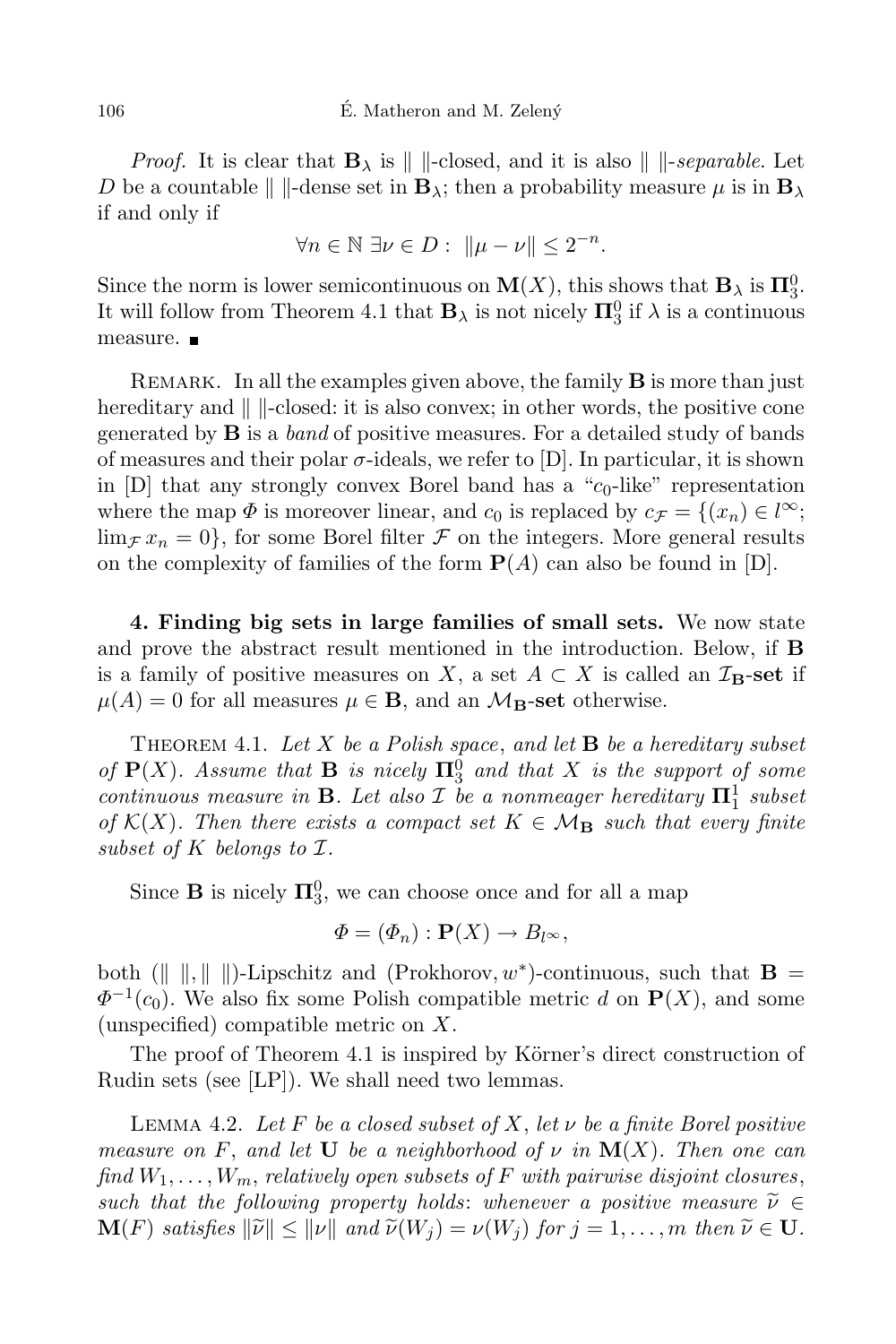*Proof.* It is clear that $\mathbf{B}_\lambda$ is $\| \|$-closed, and it is also $\| \|$-*separable*. Let $D$ be a countable $\| \|$-dense set in $\mathbf{B}_\lambda$; then a probability measure $\mu$ is in $\mathbf{B}_\lambda$ if and only if

$$\forall n \in \mathbb{N}\ \exists \nu \in D : \ \|\mu - \nu\| \leq 2^{-n}.$$

Since the norm is lower semicontinuous on $\mathbf{M}(X)$, this shows that $\mathbf{B}_\lambda$ is $\mathbf{\Pi}^0_3$. It will follow from Theorem 4.1 that $\mathbf{B}_\lambda$ is not nicely $\mathbf{\Pi}^0_3$ if $\lambda$ is a continuous measure. ∎

Remark. In all the examples given above, the family $\mathbf{B}$ is more than just hereditary and $\| \|$-closed: it is also convex; in other words, the positive cone generated by $\mathbf{B}$ is a *band* of positive measures. For a detailed study of bands of measures and their polar $\sigma$-ideals, we refer to [D]. In particular, it is shown in [D] that any strongly convex Borel band has a "$c_0$-like" representation where the map $\Phi$ is moreover linear, and $c_0$ is replaced by $c_{\mathcal{F}} = \{(x_n) \in l^\infty;\ \lim_{\mathcal{F}} x_n = 0\}$, for some Borel filter $\mathcal{F}$ on the integers. More general results on the complexity of families of the form $\mathbf{P}(A)$ can also be found in [D].

## 4. Finding big sets in large families of small sets.

We now state and prove the abstract result mentioned in the introduction. Below, if $\mathbf{B}$ is a family of positive measures on $X$, a set $A \subset X$ is called an **$\mathcal{I}_\mathbf{B}$-set** if $\mu(A) = 0$ for all measures $\mu \in \mathbf{B}$, and an **$\mathcal{M}_\mathbf{B}$-set** otherwise.

Theorem 4.1. *Let $X$ be a Polish space, and let $\mathbf{B}$ be a hereditary subset of $\mathbf{P}(X)$. Assume that $\mathbf{B}$ is nicely $\mathbf{\Pi}^0_3$ and that $X$ is the support of some continuous measure in $\mathbf{B}$. Let also $\mathcal{I}$ be a nonmeager hereditary $\mathbf{\Pi}^1_1$ subset of $\mathcal{K}(X)$. Then there exists a compact set $K \in \mathcal{M}_\mathbf{B}$ such that every finite subset of $K$ belongs to $\mathcal{I}$.*

Since $\mathbf{B}$ is nicely $\mathbf{\Pi}^0_3$, we can choose once and for all a map

$$\Phi = (\Phi_n) : \mathbf{P}(X) \to B_{l^\infty},$$

both $(\| \|, \| \|)$-Lipschitz and (Prokhorov, $w^*$)-continuous, such that $\mathbf{B} = \Phi^{-1}(c_0)$. We also fix some Polish compatible metric $d$ on $\mathbf{P}(X)$, and some (unspecified) compatible metric on $X$.

The proof of Theorem 4.1 is inspired by Körner's direct construction of Rudin sets (see [LP]). We shall need two lemmas.

Lemma 4.2. *Let $F$ be a closed subset of $X$, let $\nu$ be a finite Borel positive measure on $F$, and let $\mathbf{U}$ be a neighborhood of $\nu$ in $\mathbf{M}(X)$. Then one can find $W_1, \ldots, W_m$, relatively open subsets of $F$ with pairwise disjoint closures, such that the following property holds: whenever a positive measure $\widetilde{\nu} \in \mathbf{M}(F)$ satisfies $\|\widetilde{\nu}\| \leq \|\nu\|$ and $\widetilde{\nu}(W_j) = \nu(W_j)$ for $j = 1, \ldots, m$ then $\widetilde{\nu} \in \mathbf{U}$.*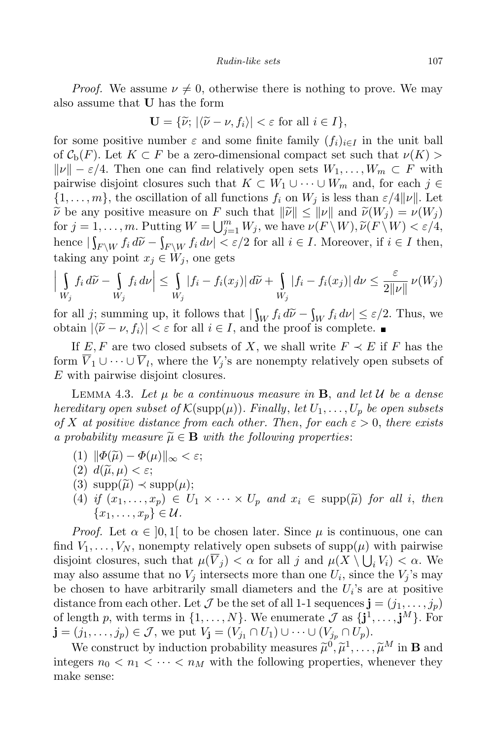*Proof.* We assume $\nu \neq 0$, otherwise there is nothing to prove. We may also assume that $\mathbf{U}$ has the form

$$\mathbf{U} = \{\widetilde{\nu};\ |\langle \widetilde{\nu} - \nu, f_i\rangle| < \varepsilon \text{ for all } i \in I\},$$

for some positive number $\varepsilon$ and some finite family $(f_i)_{i\in I}$ in the unit ball of $\mathcal{C}_{\mathrm{b}}(F)$. Let $K \subset F$ be a zero-dimensional compact set such that $\nu(K) > \|\nu\| - \varepsilon/4$. Then one can find relatively open sets $W_1, \ldots, W_m \subset F$ with pairwise disjoint closures such that $K \subset W_1 \cup \cdots \cup W_m$ and, for each $j \in \{1, \ldots, m\}$, the oscillation of all functions $f_i$ on $W_j$ is less than $\varepsilon/4\|\nu\|$. Let $\widetilde{\nu}$ be any positive measure on $F$ such that $\|\widetilde{\nu}\| \le \|\nu\|$ and $\widetilde{\nu}(W_j) = \nu(W_j)$ for $j = 1, \ldots, m$. Putting $W = \bigcup_{j=1}^m W_j$, we have $\nu(F\setminus W), \widetilde{\nu}(F\setminus W) < \varepsilon/4$, hence $|\int_{F\setminus W} f_i\, d\widetilde{\nu} - \int_{F\setminus W} f_i\, d\nu| < \varepsilon/2$ for all $i \in I$. Moreover, if $i \in I$ then, taking any point $x_j \in W_j$, one gets

$$\Big|\int_{W_j} f_i\, d\widetilde{\nu} - \int_{W_j} f_i\, d\nu\Big| \le \int_{W_j} |f_i - f_i(x_j)|\, d\widetilde{\nu} + \int_{W_j} |f_i - f_i(x_j)|\, d\nu \le \frac{\varepsilon}{2\|\nu\|}\, \nu(W_j)$$

for all $j$; summing up, it follows that $|\int_W f_i\, d\widetilde{\nu} - \int_W f_i\, d\nu| \le \varepsilon/2$. Thus, we obtain $|\langle \widetilde{\nu} - \nu, f_i\rangle| < \varepsilon$ for all $i \in I$, and the proof is complete. ∎

If $E, F$ are two closed subsets of $X$, we shall write $F \prec E$ if $F$ has the form $\overline{V}_1 \cup \cdots \cup \overline{V}_l$, where the $V_j$'s are nonempty relatively open subsets of $E$ with pairwise disjoint closures.

Lemma 4.3. *Let $\mu$ be a continuous measure in $\mathbf{B}$, and let $\mathcal{U}$ be a dense hereditary open subset of $\mathcal{K}(\mathrm{supp}(\mu))$. Finally, let $U_1, \ldots, U_p$ be open subsets of $X$ at positive distance from each other. Then, for each $\varepsilon > 0$, there exists a probability measure $\widetilde{\mu} \in \mathbf{B}$ with the following properties*:

1. $\|\Phi(\widetilde{\mu}) - \Phi(\mu)\|_\infty < \varepsilon$;
2. $d(\widetilde{\mu}, \mu) < \varepsilon$;
3. $\mathrm{supp}(\widetilde{\mu}) \prec \mathrm{supp}(\mu)$;
4. *if $(x_1, \ldots, x_p) \in U_1 \times \cdots \times U_p$ and $x_i \in \mathrm{supp}(\widetilde{\mu})$ for all $i$, then $\{x_1, \ldots, x_p\} \in \mathcal{U}$.*

*Proof.* Let $\alpha \in \,]0,1[$ to be chosen later. Since $\mu$ is continuous, one can find $V_1, \ldots, V_N$, nonempty relatively open subsets of $\mathrm{supp}(\mu)$ with pairwise disjoint closures, such that $\mu(\overline{V}_j) < \alpha$ for all $j$ and $\mu(X \setminus \bigcup_i V_i) < \alpha$. We may also assume that no $V_j$ intersects more than one $U_i$, since the $V_j$'s may be chosen to have arbitrarily small diameters and the $U_i$'s are at positive distance from each other. Let $\mathcal{J}$ be the set of all 1-1 sequences $\mathbf{j} = (j_1, \ldots, j_p)$ of length $p$, with terms in $\{1, \ldots, N\}$. We enumerate $\mathcal{J}$ as $\{\mathbf{j}^1, \ldots, \mathbf{j}^M\}$. For $\mathbf{j} = (j_1, \ldots, j_p) \in \mathcal{J}$, we put $V_{\mathbf{j}} = (V_{j_1} \cap U_1) \cup \cdots \cup (V_{j_p} \cap U_p)$.

We construct by induction probability measures $\widetilde{\mu}^0, \widetilde{\mu}^1, \ldots, \widetilde{\mu}^M$ in $\mathbf{B}$ and integers $n_0 < n_1 < \cdots < n_M$ with the following properties, whenever they make sense: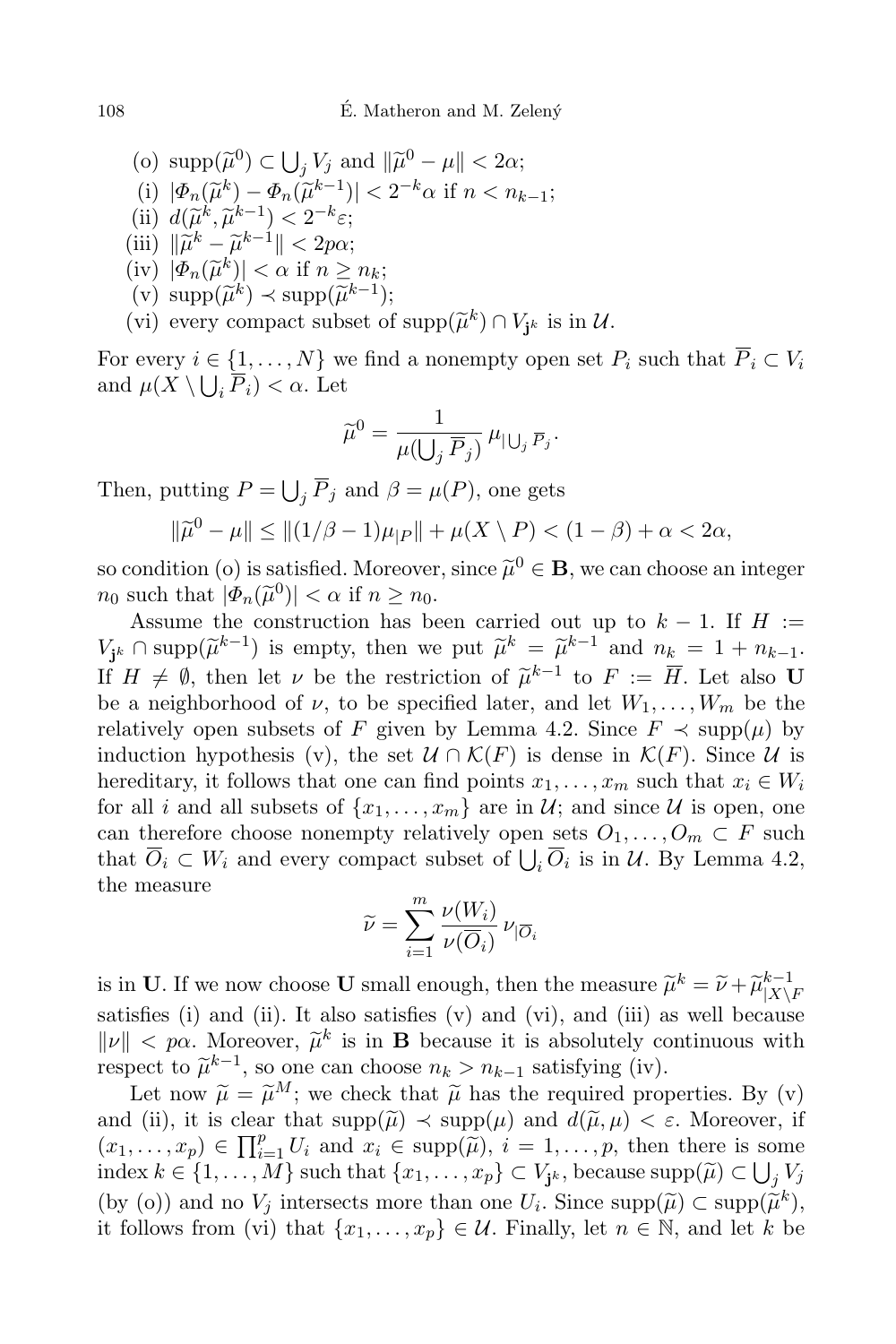(o) $\operatorname{supp}(\widetilde{\mu}^0) \subset \bigcup_j V_j$ and $\|\widetilde{\mu}^0 - \mu\| < 2\alpha$;

(i) $|\Phi_n(\widetilde{\mu}^k) - \Phi_n(\widetilde{\mu}^{k-1})| < 2^{-k}\alpha$ if $n < n_{k-1}$;

(ii) $d(\widetilde{\mu}^k, \widetilde{\mu}^{k-1}) < 2^{-k}\varepsilon$;

(iii) $\|\widetilde{\mu}^k - \widetilde{\mu}^{k-1}\| < 2p\alpha$;

(iv) $|\Phi_n(\widetilde{\mu}^k)| < \alpha$ if $n \geq n_k$;

(v) $\operatorname{supp}(\widetilde{\mu}^k) \prec \operatorname{supp}(\widetilde{\mu}^{k-1})$;

(vi) every compact subset of $\operatorname{supp}(\widetilde{\mu}^k) \cap V_{\mathbf{j}^k}$ is in $\mathcal{U}$.

For every $i \in \{1, \ldots, N\}$ we find a nonempty open set $P_i$ such that $\overline{P}_i \subset V_i$ and $\mu(X \setminus \bigcup_i \overline{P}_i) < \alpha$. Let

$$\widetilde{\mu}^0 = \frac{1}{\mu(\bigcup_j \overline{P}_j)}\, \mu_{|\bigcup_j \overline{P}_j}.$$

Then, putting $P = \bigcup_j \overline{P}_j$ and $\beta = \mu(P)$, one gets

$$\|\widetilde{\mu}^0 - \mu\| \leq \|(1/\beta - 1)\mu_{|P}\| + \mu(X \setminus P) < (1-\beta) + \alpha < 2\alpha,$$

so condition (o) is satisfied. Moreover, since $\widetilde{\mu}^0 \in \mathbf{B}$, we can choose an integer $n_0$ such that $|\Phi_n(\widetilde{\mu}^0)| < \alpha$ if $n \geq n_0$.

Assume the construction has been carried out up to $k-1$. If $H := V_{\mathbf{j}^k} \cap \operatorname{supp}(\widetilde{\mu}^{k-1})$ is empty, then we put $\widetilde{\mu}^k = \widetilde{\mu}^{k-1}$ and $n_k = 1 + n_{k-1}$. If $H \neq \emptyset$, then let $\nu$ be the restriction of $\widetilde{\mu}^{k-1}$ to $F := \overline{H}$. Let also $\mathbf{U}$ be a neighborhood of $\nu$, to be specified later, and let $W_1, \ldots, W_m$ be the relatively open subsets of $F$ given by Lemma 4.2. Since $F \prec \operatorname{supp}(\mu)$ by induction hypothesis (v), the set $\mathcal{U} \cap \mathcal{K}(F)$ is dense in $\mathcal{K}(F)$. Since $\mathcal{U}$ is hereditary, it follows that one can find points $x_1, \ldots, x_m$ such that $x_i \in W_i$ for all $i$ and all subsets of $\{x_1, \ldots, x_m\}$ are in $\mathcal{U}$; and since $\mathcal{U}$ is open, one can therefore choose nonempty relatively open sets $O_1, \ldots, O_m \subset F$ such that $\overline{O}_i \subset W_i$ and every compact subset of $\bigcup_i \overline{O}_i$ is in $\mathcal{U}$. By Lemma 4.2, the measure

$$\widetilde{\nu} = \sum_{i=1}^{m} \frac{\nu(W_i)}{\nu(\overline{O}_i)}\, \nu_{|\overline{O}_i}$$

is in $\mathbf{U}$. If we now choose $\mathbf{U}$ small enough, then the measure $\widetilde{\mu}^k = \widetilde{\nu} + \widetilde{\mu}^{k-1}_{|X \setminus F}$ satisfies (i) and (ii). It also satisfies (v) and (vi), and (iii) as well because $\|\nu\| < p\alpha$. Moreover, $\widetilde{\mu}^k$ is in $\mathbf{B}$ because it is absolutely continuous with respect to $\widetilde{\mu}^{k-1}$, so one can choose $n_k > n_{k-1}$ satisfying (iv).

Let now $\widetilde{\mu} = \widetilde{\mu}^M$; we check that $\widetilde{\mu}$ has the required properties. By (v) and (ii), it is clear that $\operatorname{supp}(\widetilde{\mu}) \prec \operatorname{supp}(\mu)$ and $d(\widetilde{\mu}, \mu) < \varepsilon$. Moreover, if $(x_1, \ldots, x_p) \in \prod_{i=1}^p U_i$ and $x_i \in \operatorname{supp}(\widetilde{\mu})$, $i = 1, \ldots, p$, then there is some index $k \in \{1, \ldots, M\}$ such that $\{x_1, \ldots, x_p\} \subset V_{\mathbf{j}^k}$, because $\operatorname{supp}(\widetilde{\mu}) \subset \bigcup_j V_j$ (by (o)) and no $V_j$ intersects more than one $U_i$. Since $\operatorname{supp}(\widetilde{\mu}) \subset \operatorname{supp}(\widetilde{\mu}^k)$, it follows from (vi) that $\{x_1, \ldots, x_p\} \in \mathcal{U}$. Finally, let $n \in \mathbb{N}$, and let $k$ be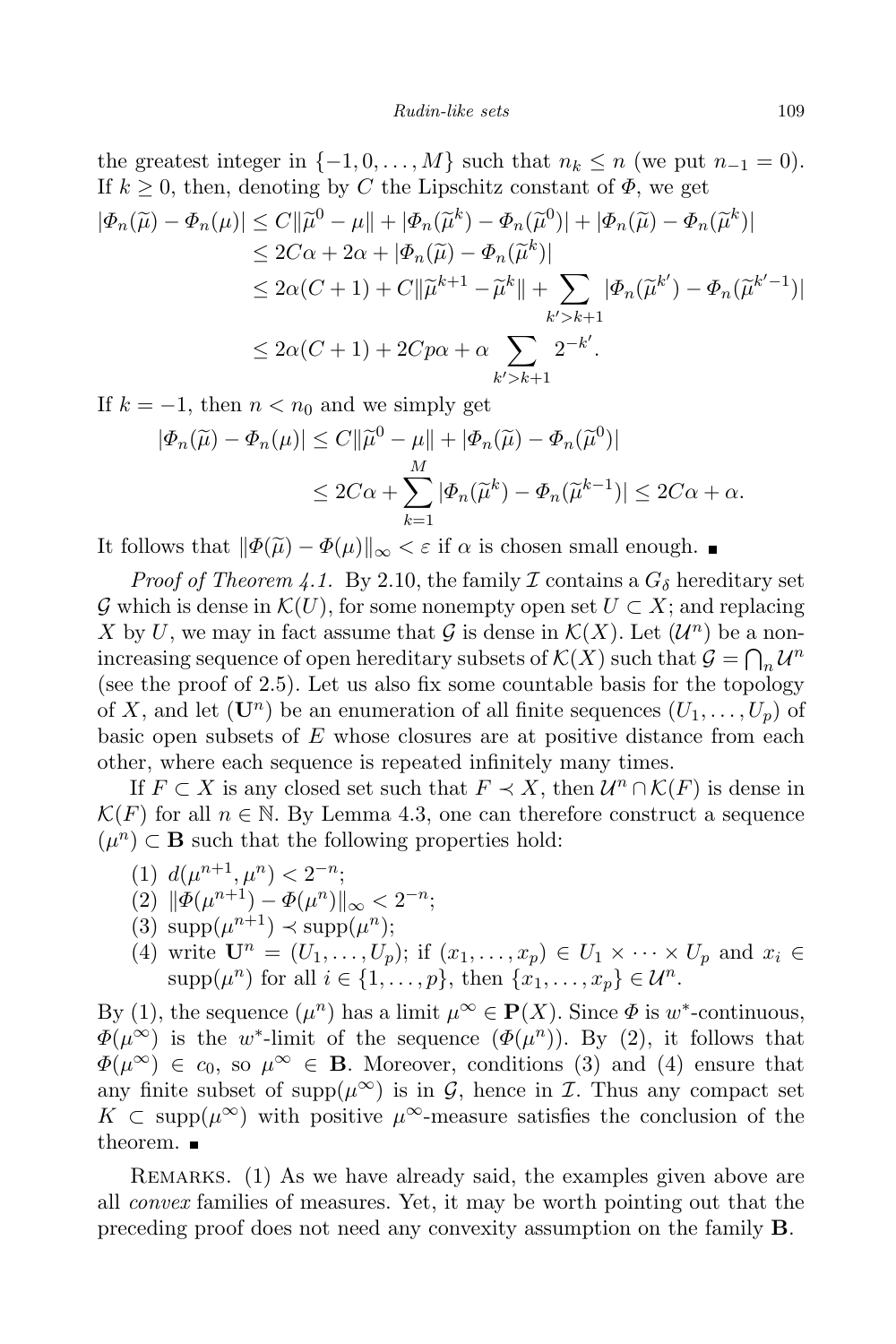the greatest integer in $\{-1, 0, \ldots, M\}$ such that $n_k \leq n$ (we put $n_{-1} = 0$). If $k \geq 0$, then, denoting by $C$ the Lipschitz constant of $\Phi$, we get

$$
\begin{aligned}
|\Phi_n(\widetilde{\mu}) - \Phi_n(\mu)| &\leq C\|\widetilde{\mu}^0 - \mu\| + |\Phi_n(\widetilde{\mu}^k) - \Phi_n(\widetilde{\mu}^0)| + |\Phi_n(\widetilde{\mu}) - \Phi_n(\widetilde{\mu}^k)| \\
&\leq 2C\alpha + 2\alpha + |\Phi_n(\widetilde{\mu}) - \Phi_n(\widetilde{\mu}^k)| \\
&\leq 2\alpha(C+1) + C\|\widetilde{\mu}^{k+1} - \widetilde{\mu}^k\| + \sum_{k' > k+1} |\Phi_n(\widetilde{\mu}^{k'}) - \Phi_n(\widetilde{\mu}^{k'-1})| \\
&\leq 2\alpha(C+1) + 2Cp\alpha + \alpha \sum_{k' > k+1} 2^{-k'}.
\end{aligned}
$$

If $k = -1$, then $n < n_0$ and we simply get

$$
\begin{aligned}
|\Phi_n(\widetilde{\mu}) - \Phi_n(\mu)| &\leq C\|\widetilde{\mu}^0 - \mu\| + |\Phi_n(\widetilde{\mu}) - \Phi_n(\widetilde{\mu}^0)| \\
&\leq 2C\alpha + \sum_{k=1}^{M} |\Phi_n(\widetilde{\mu}^k) - \Phi_n(\widetilde{\mu}^{k-1})| \leq 2C\alpha + \alpha.
\end{aligned}
$$

It follows that $\|\Phi(\widetilde{\mu}) - \Phi(\mu)\|_\infty < \varepsilon$ if $\alpha$ is chosen small enough. ∎

*Proof of Theorem 4.1.* By 2.10, the family $\mathcal{I}$ contains a $G_\delta$ hereditary set $\mathcal{G}$ which is dense in $\mathcal{K}(U)$, for some nonempty open set $U \subset X$; and replacing $X$ by $U$, we may in fact assume that $\mathcal{G}$ is dense in $\mathcal{K}(X)$. Let $(\mathcal{U}^n)$ be a non-increasing sequence of open hereditary subsets of $\mathcal{K}(X)$ such that $\mathcal{G} = \bigcap_n \mathcal{U}^n$ (see the proof of 2.5). Let us also fix some countable basis for the topology of $X$, and let $(\mathbf{U}^n)$ be an enumeration of all finite sequences $(U_1, \ldots, U_p)$ of basic open subsets of $E$ whose closures are at positive distance from each other, where each sequence is repeated infinitely many times.

If $F \subset X$ is any closed set such that $F \prec X$, then $\mathcal{U}^n \cap \mathcal{K}(F)$ is dense in $\mathcal{K}(F)$ for all $n \in \mathbb{N}$. By Lemma 4.3, one can therefore construct a sequence $(\mu^n) \subset \mathbf{B}$ such that the following properties hold:

(1) $d(\mu^{n+1}, \mu^n) < 2^{-n}$;
(2) $\|\Phi(\mu^{n+1}) - \Phi(\mu^n)\|_\infty < 2^{-n}$;
(3) $\mathrm{supp}(\mu^{n+1}) \prec \mathrm{supp}(\mu^n)$;
(4) write $\mathbf{U}^n = (U_1, \ldots, U_p)$; if $(x_1, \ldots, x_p) \in U_1 \times \cdots \times U_p$ and $x_i \in \mathrm{supp}(\mu^n)$ for all $i \in \{1, \ldots, p\}$, then $\{x_1, \ldots, x_p\} \in \mathcal{U}^n$.

By (1), the sequence $(\mu^n)$ has a limit $\mu^\infty \in \mathbf{P}(X)$. Since $\Phi$ is $w^*$-continuous, $\Phi(\mu^\infty)$ is the $w^*$-limit of the sequence $(\Phi(\mu^n))$. By (2), it follows that $\Phi(\mu^\infty) \in c_0$, so $\mu^\infty \in \mathbf{B}$. Moreover, conditions (3) and (4) ensure that any finite subset of $\mathrm{supp}(\mu^\infty)$ is in $\mathcal{G}$, hence in $\mathcal{I}$. Thus any compact set $K \subset \mathrm{supp}(\mu^\infty)$ with positive $\mu^\infty$-measure satisfies the conclusion of the theorem. ∎

Remarks. (1) As we have already said, the examples given above are all *convex* families of measures. Yet, it may be worth pointing out that the preceding proof does not need any convexity assumption on the family $\mathbf{B}$.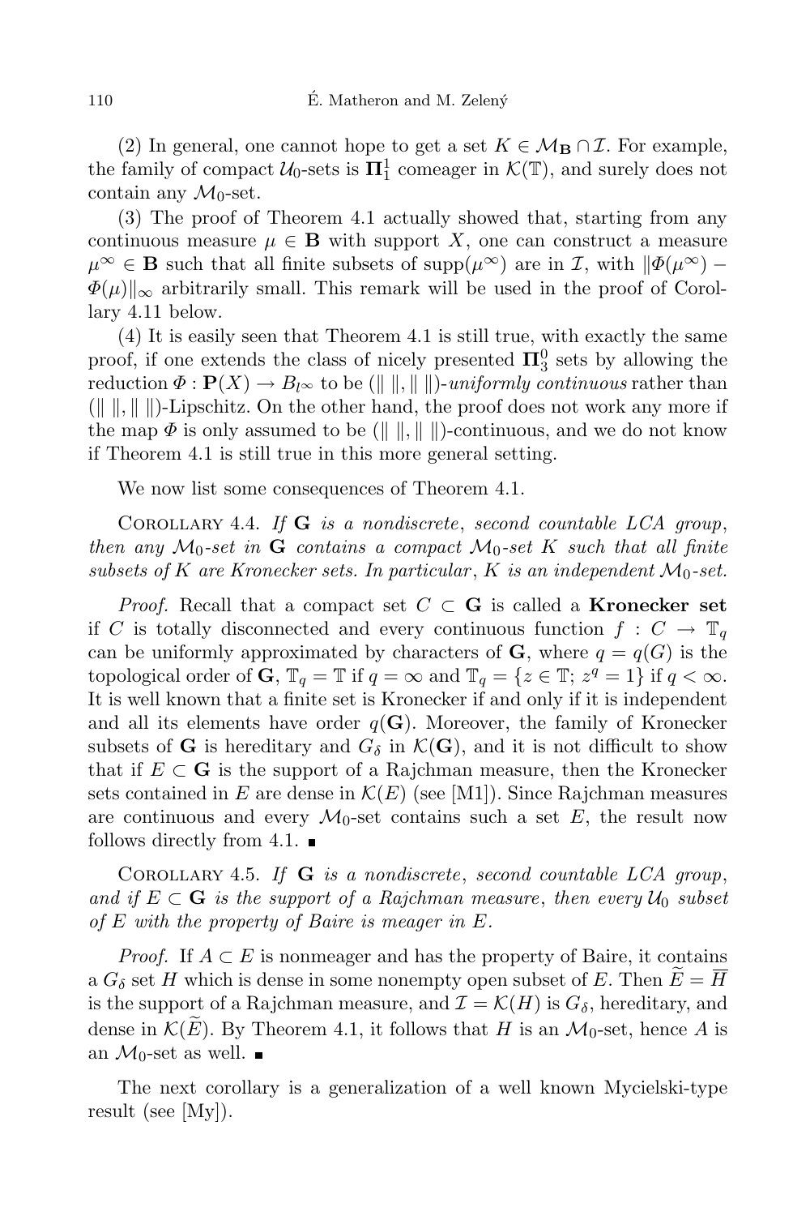(2) In general, one cannot hope to get a set $K \in \mathcal{M}_{\mathbf{B}} \cap \mathcal{I}$. For example, the family of compact $\mathcal{U}_0$-sets is $\mathbf{\Pi}_1^1$ comeager in $\mathcal{K}(\mathbb{T})$, and surely does not contain any $\mathcal{M}_0$-set.

(3) The proof of Theorem 4.1 actually showed that, starting from any continuous measure $\mu \in \mathbf{B}$ with support $X$, one can construct a measure $\mu^\infty \in \mathbf{B}$ such that all finite subsets of $\operatorname{supp}(\mu^\infty)$ are in $\mathcal{I}$, with $\|\Phi(\mu^\infty) - \Phi(\mu)\|_\infty$ arbitrarily small. This remark will be used in the proof of Corollary 4.11 below.

(4) It is easily seen that Theorem 4.1 is still true, with exactly the same proof, if one extends the class of nicely presented $\mathbf{\Pi}_3^0$ sets by allowing the reduction $\Phi : \mathbf{P}(X) \to B_{l^\infty}$ to be $(\|\ \|, \|\ \|)$-*uniformly continuous* rather than $(\|\ \|, \|\ \|)$-Lipschitz. On the other hand, the proof does not work any more if the map $\Phi$ is only assumed to be $(\|\ \|, \|\ \|)$-continuous, and we do not know if Theorem 4.1 is still true in this more general setting.

We now list some consequences of Theorem 4.1.

Corollary 4.4. *If $\mathbf{G}$ is a nondiscrete, second countable LCA group, then any $\mathcal{M}_0$-set in $\mathbf{G}$ contains a compact $\mathcal{M}_0$-set $K$ such that all finite subsets of $K$ are Kronecker sets. In particular, $K$ is an independent $\mathcal{M}_0$-set.*

*Proof.* Recall that a compact set $C \subset \mathbf{G}$ is called a **Kronecker set** if $C$ is totally disconnected and every continuous function $f : C \to \mathbb{T}_q$ can be uniformly approximated by characters of $\mathbf{G}$, where $q = q(G)$ is the topological order of $\mathbf{G}$, $\mathbb{T}_q = \mathbb{T}$ if $q = \infty$ and $\mathbb{T}_q = \{z \in \mathbb{T};\, z^q = 1\}$ if $q < \infty$. It is well known that a finite set is Kronecker if and only if it is independent and all its elements have order $q(\mathbf{G})$. Moreover, the family of Kronecker subsets of $\mathbf{G}$ is hereditary and $G_\delta$ in $\mathcal{K}(\mathbf{G})$, and it is not difficult to show that if $E \subset \mathbf{G}$ is the support of a Rajchman measure, then the Kronecker sets contained in $E$ are dense in $\mathcal{K}(E)$ (see [M1]). Since Rajchman measures are continuous and every $\mathcal{M}_0$-set contains such a set $E$, the result now follows directly from 4.1. ∎

Corollary 4.5. *If $\mathbf{G}$ is a nondiscrete, second countable LCA group, and if $E \subset \mathbf{G}$ is the support of a Rajchman measure, then every $\mathcal{U}_0$ subset of $E$ with the property of Baire is meager in $E$.*

*Proof.* If $A \subset E$ is nonmeager and has the property of Baire, it contains a $G_\delta$ set $H$ which is dense in some nonempty open subset of $E$. Then $\widetilde{E} = \overline{H}$ is the support of a Rajchman measure, and $\mathcal{I} = \mathcal{K}(H)$ is $G_\delta$, hereditary, and dense in $\mathcal{K}(\widetilde{E})$. By Theorem 4.1, it follows that $H$ is an $\mathcal{M}_0$-set, hence $A$ is an $\mathcal{M}_0$-set as well. ∎

The next corollary is a generalization of a well known Mycielski-type result (see [My]).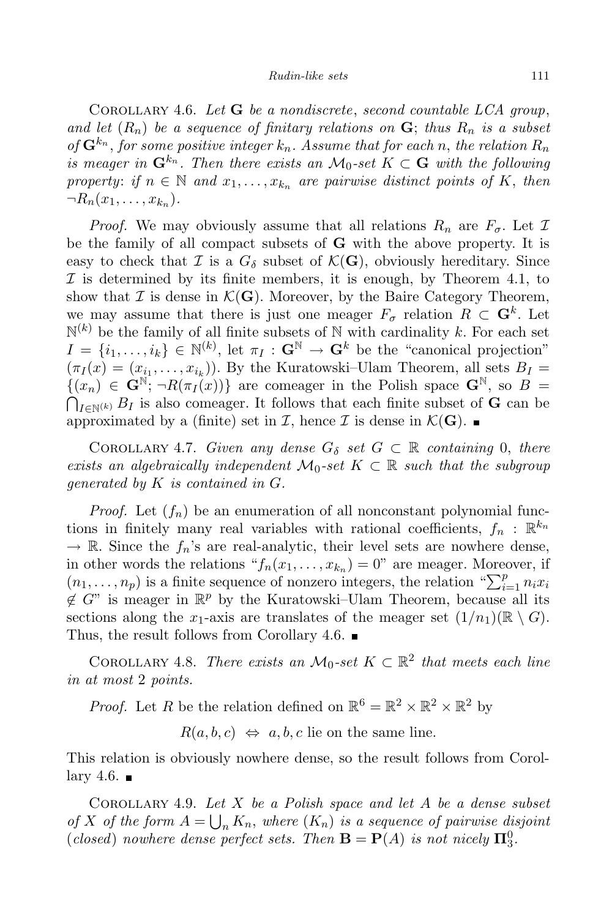Corollary 4.6. *Let* $\mathbf{G}$ *be a nondiscrete, second countable LCA group, and let* $(R_n)$ *be a sequence of finitary relations on* $\mathbf{G}$; *thus* $R_n$ *is a subset of* $\mathbf{G}^{k_n}$, *for some positive integer* $k_n$. *Assume that for each* $n$, *the relation* $R_n$ *is meager in* $\mathbf{G}^{k_n}$. *Then there exists an* $\mathcal{M}_0$-*set* $K \subset \mathbf{G}$ *with the following property*: *if* $n \in \mathbb{N}$ *and* $x_1, \ldots, x_{k_n}$ *are pairwise distinct points of* $K$, *then* $\neg R_n(x_1, \ldots, x_{k_n})$.

*Proof.* We may obviously assume that all relations $R_n$ are $F_\sigma$. Let $\mathcal{I}$ be the family of all compact subsets of $\mathbf{G}$ with the above property. It is easy to check that $\mathcal{I}$ is a $G_\delta$ subset of $\mathcal{K}(\mathbf{G})$, obviously hereditary. Since $\mathcal{I}$ is determined by its finite members, it is enough, by Theorem 4.1, to show that $\mathcal{I}$ is dense in $\mathcal{K}(\mathbf{G})$. Moreover, by the Baire Category Theorem, we may assume that there is just one meager $F_\sigma$ relation $R \subset \mathbf{G}^k$. Let $\mathbb{N}^{(k)}$ be the family of all finite subsets of $\mathbb{N}$ with cardinality $k$. For each set $I = \{i_1, \ldots, i_k\} \in \mathbb{N}^{(k)}$, let $\pi_I : \mathbf{G}^{\mathbb{N}} \to \mathbf{G}^k$ be the "canonical projection" $(\pi_I(x) = (x_{i_1}, \ldots, x_{i_k}))$. By the Kuratowski–Ulam Theorem, all sets $B_I = \{(x_n) \in \mathbf{G}^{\mathbb{N}};\ \neg R(\pi_I(x))\}$ are comeager in the Polish space $\mathbf{G}^{\mathbb{N}}$, so $B = \bigcap_{I \in \mathbb{N}^{(k)}} B_I$ is also comeager. It follows that each finite subset of $\mathbf{G}$ can be approximated by a (finite) set in $\mathcal{I}$, hence $\mathcal{I}$ is dense in $\mathcal{K}(\mathbf{G})$. ∎

Corollary 4.7. *Given any dense* $G_\delta$ *set* $G \subset \mathbb{R}$ *containing* 0, *there exists an algebraically independent* $\mathcal{M}_0$-*set* $K \subset \mathbb{R}$ *such that the subgroup generated by* $K$ *is contained in* $G$.

*Proof.* Let $(f_n)$ be an enumeration of all nonconstant polynomial functions in finitely many real variables with rational coefficients, $f_n : \mathbb{R}^{k_n} \to \mathbb{R}$. Since the $f_n$'s are real-analytic, their level sets are nowhere dense, in other words the relations "$f_n(x_1, \ldots, x_{k_n}) = 0$" are meager. Moreover, if $(n_1, \ldots, n_p)$ is a finite sequence of nonzero integers, the relation "$\sum_{i=1}^{p} n_i x_i \notin G$" is meager in $\mathbb{R}^p$ by the Kuratowski–Ulam Theorem, because all its sections along the $x_1$-axis are translates of the meager set $(1/n_1)(\mathbb{R} \setminus G)$. Thus, the result follows from Corollary 4.6. ∎

Corollary 4.8. *There exists an* $\mathcal{M}_0$-*set* $K \subset \mathbb{R}^2$ *that meets each line in at most* 2 *points.*

*Proof.* Let $R$ be the relation defined on $\mathbb{R}^6 = \mathbb{R}^2 \times \mathbb{R}^2 \times \mathbb{R}^2$ by

$$R(a, b, c) \Leftrightarrow a, b, c \text{ lie on the same line.}$$

This relation is obviously nowhere dense, so the result follows from Corollary 4.6. ∎

Corollary 4.9. *Let* $X$ *be a Polish space and let* $A$ *be a dense subset of* $X$ *of the form* $A = \bigcup_n K_n$, *where* $(K_n)$ *is a sequence of pairwise disjoint* (*closed*) *nowhere dense perfect sets. Then* $\mathbf{B} = \mathbf{P}(A)$ *is not nicely* $\mathbf{\Pi}_3^0$.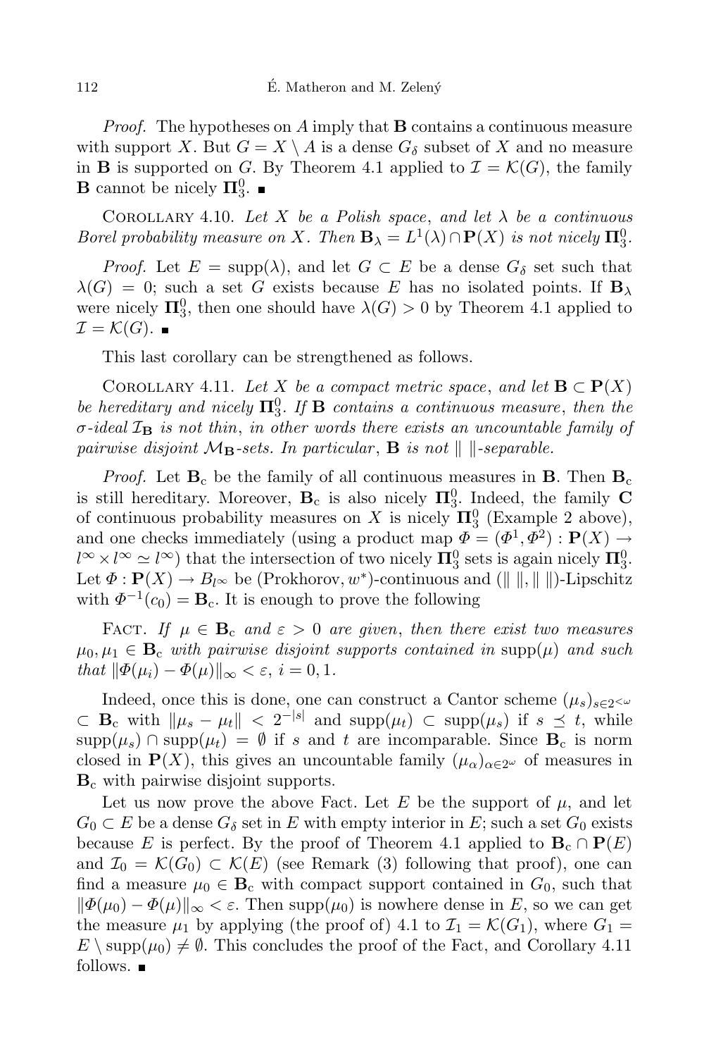*Proof.* The hypotheses on $A$ imply that $\mathbf{B}$ contains a continuous measure with support $X$. But $G = X \setminus A$ is a dense $G_\delta$ subset of $X$ and no measure in $\mathbf{B}$ is supported on $G$. By Theorem 4.1 applied to $\mathcal{I} = \mathcal{K}(G)$, the family $\mathbf{B}$ cannot be nicely $\mathbf{\Pi}^0_3$. ■

Corollary 4.10. *Let $X$ be a Polish space, and let $\lambda$ be a continuous Borel probability measure on $X$. Then $\mathbf{B}_\lambda = L^1(\lambda) \cap \mathbf{P}(X)$ is not nicely $\mathbf{\Pi}^0_3$.*

*Proof.* Let $E = \operatorname{supp}(\lambda)$, and let $G \subset E$ be a dense $G_\delta$ set such that $\lambda(G) = 0$; such a set $G$ exists because $E$ has no isolated points. If $\mathbf{B}_\lambda$ were nicely $\mathbf{\Pi}^0_3$, then one should have $\lambda(G) > 0$ by Theorem 4.1 applied to $\mathcal{I} = \mathcal{K}(G)$. ■

This last corollary can be strengthened as follows.

Corollary 4.11. *Let $X$ be a compact metric space, and let $\mathbf{B} \subset \mathbf{P}(X)$ be hereditary and nicely $\mathbf{\Pi}^0_3$. If $\mathbf{B}$ contains a continuous measure, then the $\sigma$-ideal $\mathcal{I}_\mathbf{B}$ is not thin, in other words there exists an uncountable family of pairwise disjoint $\mathcal{M}_\mathbf{B}$-sets. In particular, $\mathbf{B}$ is not $\|\ \|$-separable.*

*Proof.* Let $\mathbf{B}_c$ be the family of all continuous measures in $\mathbf{B}$. Then $\mathbf{B}_c$ is still hereditary. Moreover, $\mathbf{B}_c$ is also nicely $\mathbf{\Pi}^0_3$. Indeed, the family $\mathbf{C}$ of continuous probability measures on $X$ is nicely $\mathbf{\Pi}^0_3$ (Example 2 above), and one checks immediately (using a product map $\Phi = (\Phi^1, \Phi^2) : \mathbf{P}(X) \to l^\infty \times l^\infty \simeq l^\infty$) that the intersection of two nicely $\mathbf{\Pi}^0_3$ sets is again nicely $\mathbf{\Pi}^0_3$. Let $\Phi : \mathbf{P}(X) \to B_{l^\infty}$ be (Prokhorov, $w^*$)-continuous and $(\|\ \|, \|\ \|)$-Lipschitz with $\Phi^{-1}(c_0) = \mathbf{B}_c$. It is enough to prove the following

Fact. *If $\mu \in \mathbf{B}_c$ and $\varepsilon > 0$ are given, then there exist two measures $\mu_0, \mu_1 \in \mathbf{B}_c$ with pairwise disjoint supports contained in $\operatorname{supp}(\mu)$ and such that $\|\Phi(\mu_i) - \Phi(\mu)\|_\infty < \varepsilon$, $i = 0, 1$.*

Indeed, once this is done, one can construct a Cantor scheme $(\mu_s)_{s \in 2^{<\omega}} \subset \mathbf{B}_c$ with $\|\mu_s - \mu_t\| < 2^{-|s|}$ and $\operatorname{supp}(\mu_t) \subset \operatorname{supp}(\mu_s)$ if $s \preceq t$, while $\operatorname{supp}(\mu_s) \cap \operatorname{supp}(\mu_t) = \emptyset$ if $s$ and $t$ are incomparable. Since $\mathbf{B}_c$ is norm closed in $\mathbf{P}(X)$, this gives an uncountable family $(\mu_\alpha)_{\alpha \in 2^\omega}$ of measures in $\mathbf{B}_c$ with pairwise disjoint supports.

Let us now prove the above Fact. Let $E$ be the support of $\mu$, and let $G_0 \subset E$ be a dense $G_\delta$ set in $E$ with empty interior in $E$; such a set $G_0$ exists because $E$ is perfect. By the proof of Theorem 4.1 applied to $\mathbf{B}_c \cap \mathbf{P}(E)$ and $\mathcal{I}_0 = \mathcal{K}(G_0) \subset \mathcal{K}(E)$ (see Remark (3) following that proof), one can find a measure $\mu_0 \in \mathbf{B}_c$ with compact support contained in $G_0$, such that $\|\Phi(\mu_0) - \Phi(\mu)\|_\infty < \varepsilon$. Then $\operatorname{supp}(\mu_0)$ is nowhere dense in $E$, so we can get the measure $\mu_1$ by applying (the proof of) 4.1 to $\mathcal{I}_1 = \mathcal{K}(G_1)$, where $G_1 = E \setminus \operatorname{supp}(\mu_0) \neq \emptyset$. This concludes the proof of the Fact, and Corollary 4.11 follows. ■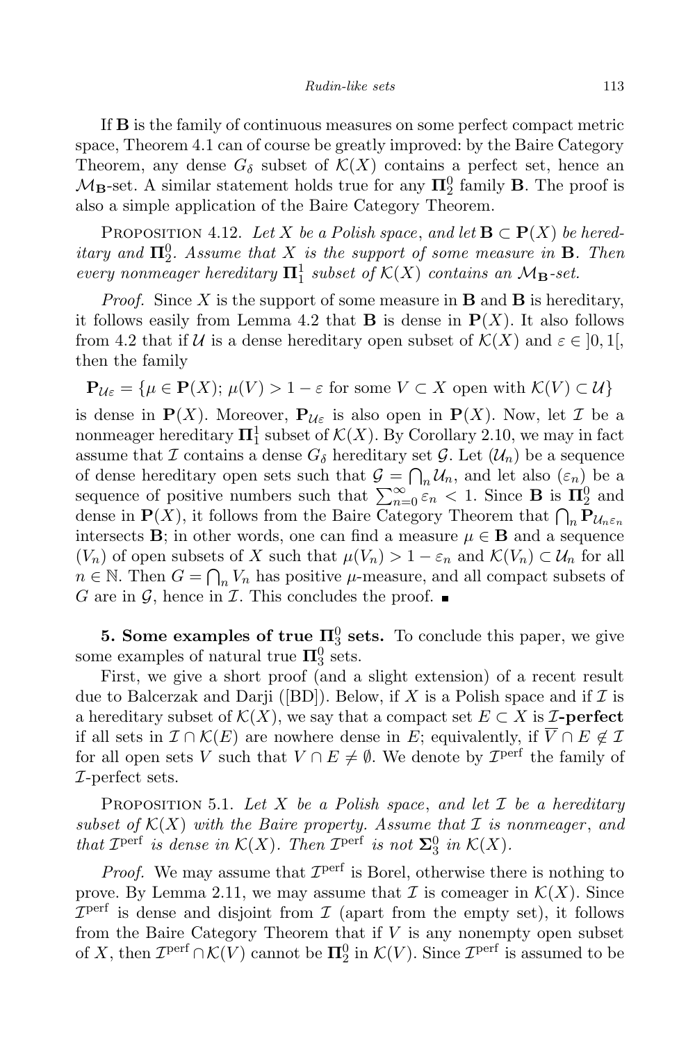If $\mathbf{B}$ is the family of continuous measures on some perfect compact metric space, Theorem 4.1 can of course be greatly improved: by the Baire Category Theorem, any dense $G_\delta$ subset of $\mathcal{K}(X)$ contains a perfect set, hence an $\mathcal{M}_{\mathbf{B}}$-set. A similar statement holds true for any $\mathbf{\Pi}^0_2$ family $\mathbf{B}$. The proof is also a simple application of the Baire Category Theorem.

Proposition 4.12. *Let $X$ be a Polish space, and let $\mathbf{B} \subset \mathbf{P}(X)$ be hereditary and $\mathbf{\Pi}^0_2$. Assume that $X$ is the support of some measure in $\mathbf{B}$. Then every nonmeager hereditary $\mathbf{\Pi}^1_1$ subset of $\mathcal{K}(X)$ contains an $\mathcal{M}_{\mathbf{B}}$-set.*

*Proof.* Since $X$ is the support of some measure in $\mathbf{B}$ and $\mathbf{B}$ is hereditary, it follows easily from Lemma 4.2 that $\mathbf{B}$ is dense in $\mathbf{P}(X)$. It also follows from 4.2 that if $\mathcal{U}$ is a dense hereditary open subset of $\mathcal{K}(X)$ and $\varepsilon \in ]0,1[$, then the family

$$\mathbf{P}_{\mathcal{U}\varepsilon} = \{\mu \in \mathbf{P}(X);\ \mu(V) > 1-\varepsilon \text{ for some } V \subset X \text{ open with } \mathcal{K}(V) \subset \mathcal{U}\}$$

is dense in $\mathbf{P}(X)$. Moreover, $\mathbf{P}_{\mathcal{U}\varepsilon}$ is also open in $\mathbf{P}(X)$. Now, let $\mathcal{I}$ be a nonmeager hereditary $\mathbf{\Pi}^1_1$ subset of $\mathcal{K}(X)$. By Corollary 2.10, we may in fact assume that $\mathcal{I}$ contains a dense $G_\delta$ hereditary set $\mathcal{G}$. Let $(\mathcal{U}_n)$ be a sequence of dense hereditary open sets such that $\mathcal{G} = \bigcap_n \mathcal{U}_n$, and let also $(\varepsilon_n)$ be a sequence of positive numbers such that $\sum_{n=0}^\infty \varepsilon_n < 1$. Since $\mathbf{B}$ is $\mathbf{\Pi}^0_2$ and dense in $\mathbf{P}(X)$, it follows from the Baire Category Theorem that $\bigcap_n \mathbf{P}_{\mathcal{U}_n\varepsilon_n}$ intersects $\mathbf{B}$; in other words, one can find a measure $\mu \in \mathbf{B}$ and a sequence $(V_n)$ of open subsets of $X$ such that $\mu(V_n) > 1-\varepsilon_n$ and $\mathcal{K}(V_n) \subset \mathcal{U}_n$ for all $n \in \mathbb{N}$. Then $G = \bigcap_n V_n$ has positive $\mu$-measure, and all compact subsets of $G$ are in $\mathcal{G}$, hence in $\mathcal{I}$. This concludes the proof. ∎

**5. Some examples of true $\mathbf{\Pi}^0_3$ sets.** To conclude this paper, we give some examples of natural true $\mathbf{\Pi}^0_3$ sets.

First, we give a short proof (and a slight extension) of a recent result due to Balcerzak and Darji ([BD]). Below, if $X$ is a Polish space and if $\mathcal{I}$ is a hereditary subset of $\mathcal{K}(X)$, we say that a compact set $E \subset X$ is **$\mathcal{I}$-perfect** if all sets in $\mathcal{I} \cap \mathcal{K}(E)$ are nowhere dense in $E$; equivalently, if $\overline{V} \cap E \notin \mathcal{I}$ for all open sets $V$ such that $V \cap E \neq \emptyset$. We denote by $\mathcal{I}^{\mathrm{perf}}$ the family of $\mathcal{I}$-perfect sets.

Proposition 5.1. *Let $X$ be a Polish space, and let $\mathcal{I}$ be a hereditary subset of $\mathcal{K}(X)$ with the Baire property. Assume that $\mathcal{I}$ is nonmeager, and that $\mathcal{I}^{\mathrm{perf}}$ is dense in $\mathcal{K}(X)$. Then $\mathcal{I}^{\mathrm{perf}}$ is not $\mathbf{\Sigma}^0_3$ in $\mathcal{K}(X)$.*

*Proof.* We may assume that $\mathcal{I}^{\mathrm{perf}}$ is Borel, otherwise there is nothing to prove. By Lemma 2.11, we may assume that $\mathcal{I}$ is comeager in $\mathcal{K}(X)$. Since $\mathcal{I}^{\mathrm{perf}}$ is dense and disjoint from $\mathcal{I}$ (apart from the empty set), it follows from the Baire Category Theorem that if $V$ is any nonempty open subset of $X$, then $\mathcal{I}^{\mathrm{perf}} \cap \mathcal{K}(V)$ cannot be $\mathbf{\Pi}^0_2$ in $\mathcal{K}(V)$. Since $\mathcal{I}^{\mathrm{perf}}$ is assumed to be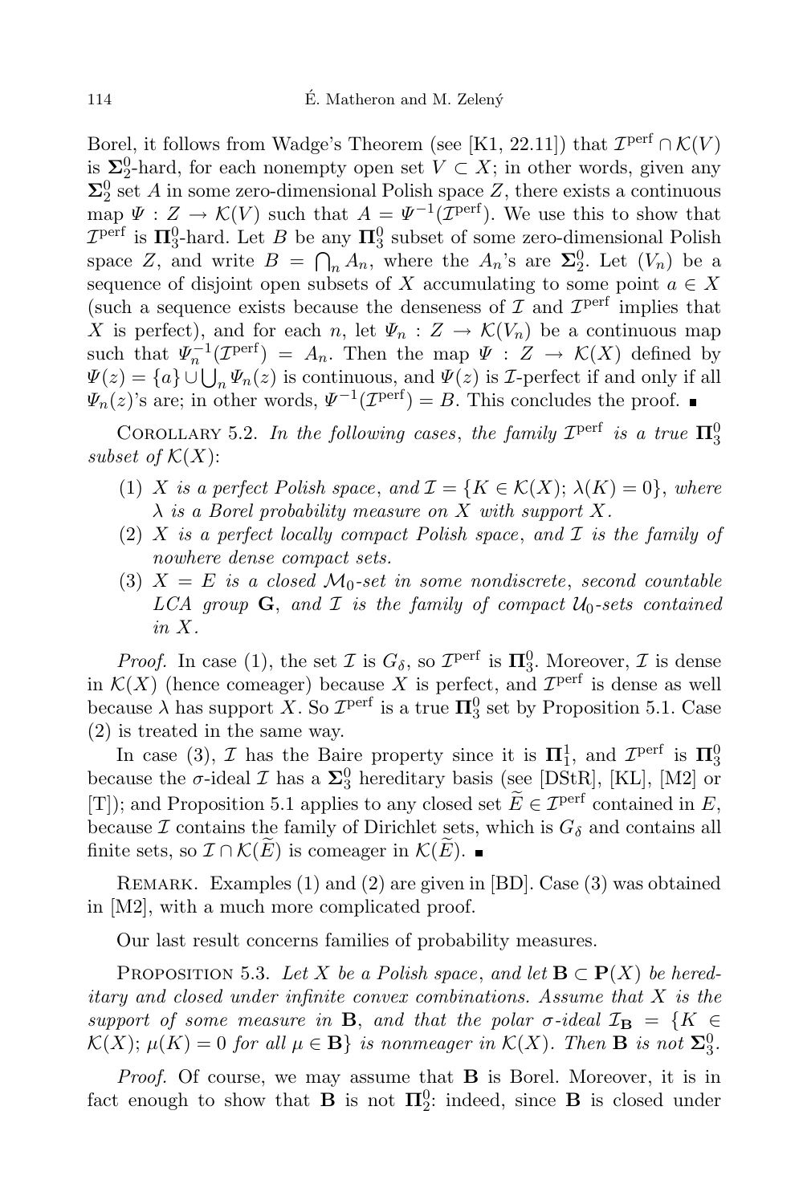Borel, it follows from Wadge's Theorem (see [K1, 22.11]) that $\mathcal{I}^{\rm perf} \cap \mathcal{K}(V)$ is $\mathbf{\Sigma}^0_2$-hard, for each nonempty open set $V \subset X$; in other words, given any $\mathbf{\Sigma}^0_2$ set $A$ in some zero-dimensional Polish space $Z$, there exists a continuous map $\Psi : Z \to \mathcal{K}(V)$ such that $A = \Psi^{-1}(\mathcal{I}^{\rm perf})$. We use this to show that $\mathcal{I}^{\rm perf}$ is $\mathbf{\Pi}^0_3$-hard. Let $B$ be any $\mathbf{\Pi}^0_3$ subset of some zero-dimensional Polish space $Z$, and write $B = \bigcap_n A_n$, where the $A_n$'s are $\mathbf{\Sigma}^0_2$. Let $(V_n)$ be a sequence of disjoint open subsets of $X$ accumulating to some point $a \in X$ (such a sequence exists because the denseness of $\mathcal{I}$ and $\mathcal{I}^{\rm perf}$ implies that $X$ is perfect), and for each $n$, let $\Psi_n : Z \to \mathcal{K}(V_n)$ be a continuous map such that $\Psi_n^{-1}(\mathcal{I}^{\rm perf}) = A_n$. Then the map $\Psi : Z \to \mathcal{K}(X)$ defined by $\Psi(z) = \{a\} \cup \bigcup_n \Psi_n(z)$ is continuous, and $\Psi(z)$ is $\mathcal{I}$-perfect if and only if all $\Psi_n(z)$'s are; in other words, $\Psi^{-1}(\mathcal{I}^{\rm perf}) = B$. This concludes the proof. ∎

Corollary 5.2. *In the following cases, the family $\mathcal{I}^{\rm perf}$ is a true $\mathbf{\Pi}^0_3$ subset of $\mathcal{K}(X)$:*

(1) *$X$ is a perfect Polish space, and $\mathcal{I} = \{K \in \mathcal{K}(X);\, \lambda(K) = 0\}$, where $\lambda$ is a Borel probability measure on $X$ with support $X$.*
(2) *$X$ is a perfect locally compact Polish space, and $\mathcal{I}$ is the family of nowhere dense compact sets.*
(3) *$X = E$ is a closed $\mathcal{M}_0$-set in some nondiscrete, second countable LCA group $\mathbf{G}$, and $\mathcal{I}$ is the family of compact $\mathcal{U}_0$-sets contained in $X$.*

*Proof.* In case (1), the set $\mathcal{I}$ is $G_\delta$, so $\mathcal{I}^{\rm perf}$ is $\mathbf{\Pi}^0_3$. Moreover, $\mathcal{I}$ is dense in $\mathcal{K}(X)$ (hence comeager) because $X$ is perfect, and $\mathcal{I}^{\rm perf}$ is dense as well because $\lambda$ has support $X$. So $\mathcal{I}^{\rm perf}$ is a true $\mathbf{\Pi}^0_3$ set by Proposition 5.1. Case (2) is treated in the same way.

In case (3), $\mathcal{I}$ has the Baire property since it is $\mathbf{\Pi}^1_1$, and $\mathcal{I}^{\rm perf}$ is $\mathbf{\Pi}^0_3$ because the $\sigma$-ideal $\mathcal{I}$ has a $\mathbf{\Sigma}^0_3$ hereditary basis (see [DStR], [KL], [M2] or [T]); and Proposition 5.1 applies to any closed set $\widetilde{E} \in \mathcal{I}^{\rm perf}$ contained in $E$, because $\mathcal{I}$ contains the family of Dirichlet sets, which is $G_\delta$ and contains all finite sets, so $\mathcal{I} \cap \mathcal{K}(\widetilde{E})$ is comeager in $\mathcal{K}(\widetilde{E})$. ∎

Remark. Examples (1) and (2) are given in [BD]. Case (3) was obtained in [M2], with a much more complicated proof.

Our last result concerns families of probability measures.

Proposition 5.3. *Let $X$ be a Polish space, and let $\mathbf{B} \subset \mathbf{P}(X)$ be hereditary and closed under infinite convex combinations. Assume that $X$ is the support of some measure in $\mathbf{B}$, and that the polar $\sigma$-ideal $\mathcal{I}_{\mathbf{B}} = \{K \in \mathcal{K}(X);\, \mu(K) = 0$ for all $\mu \in \mathbf{B}\}$ is nonmeager in $\mathcal{K}(X)$. Then $\mathbf{B}$ is not $\mathbf{\Sigma}^0_3$.*

*Proof.* Of course, we may assume that $\mathbf{B}$ is Borel. Moreover, it is in fact enough to show that $\mathbf{B}$ is not $\mathbf{\Pi}^0_2$: indeed, since $\mathbf{B}$ is closed under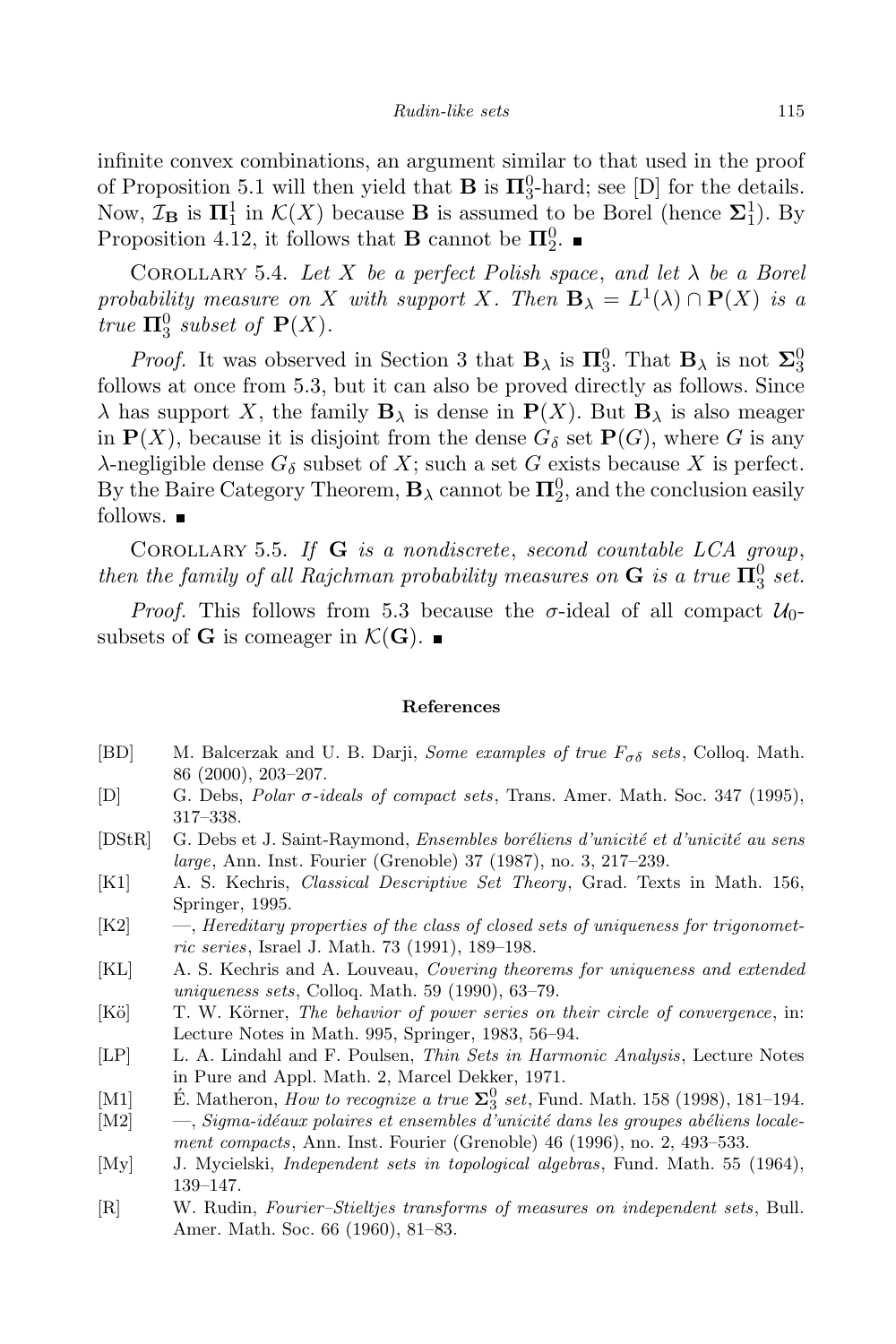infinite convex combinations, an argument similar to that used in the proof of Proposition 5.1 will then yield that $\mathbf{B}$ is $\mathbf{\Pi}^0_3$-hard; see [D] for the details. Now, $\mathcal{I}_\mathbf{B}$ is $\mathbf{\Pi}^1_1$ in $\mathcal{K}(X)$ because $\mathbf{B}$ is assumed to be Borel (hence $\mathbf{\Sigma}^1_1$). By Proposition 4.12, it follows that $\mathbf{B}$ cannot be $\mathbf{\Pi}^0_2$. ■

Corollary 5.4. *Let $X$ be a perfect Polish space, and let $\lambda$ be a Borel probability measure on $X$ with support $X$. Then $\mathbf{B}_\lambda = L^1(\lambda) \cap \mathbf{P}(X)$ is a true $\mathbf{\Pi}^0_3$ subset of $\mathbf{P}(X)$.*

*Proof.* It was observed in Section 3 that $\mathbf{B}_\lambda$ is $\mathbf{\Pi}^0_3$. That $\mathbf{B}_\lambda$ is not $\mathbf{\Sigma}^0_3$ follows at once from 5.3, but it can also be proved directly as follows. Since $\lambda$ has support $X$, the family $\mathbf{B}_\lambda$ is dense in $\mathbf{P}(X)$. But $\mathbf{B}_\lambda$ is also meager in $\mathbf{P}(X)$, because it is disjoint from the dense $G_\delta$ set $\mathbf{P}(G)$, where $G$ is any $\lambda$-negligible dense $G_\delta$ subset of $X$; such a set $G$ exists because $X$ is perfect. By the Baire Category Theorem, $\mathbf{B}_\lambda$ cannot be $\mathbf{\Pi}^0_2$, and the conclusion easily follows. ■

Corollary 5.5. *If $\mathbf{G}$ is a nondiscrete, second countable LCA group, then the family of all Rajchman probability measures on $\mathbf{G}$ is a true $\mathbf{\Pi}^0_3$ set.*

*Proof.* This follows from 5.3 because the $\sigma$-ideal of all compact $\mathcal{U}_0$-subsets of $\mathbf{G}$ is comeager in $\mathcal{K}(\mathbf{G})$. ■

## References

- [BD] M. Balcerzak and U. B. Darji, *Some examples of true $F_{\sigma\delta}$ sets*, Colloq. Math. 86 (2000), 203–207.
- [D] G. Debs, *Polar $\sigma$-ideals of compact sets*, Trans. Amer. Math. Soc. 347 (1995), 317–338.
- [DStR] G. Debs et J. Saint-Raymond, *Ensembles boréliens d'unicité et d'unicité au sens large*, Ann. Inst. Fourier (Grenoble) 37 (1987), no. 3, 217–239.
- [K1] A. S. Kechris, *Classical Descriptive Set Theory*, Grad. Texts in Math. 156, Springer, 1995.
- [K2] —, *Hereditary properties of the class of closed sets of uniqueness for trigonometric series*, Israel J. Math. 73 (1991), 189–198.
- [KL] A. S. Kechris and A. Louveau, *Covering theorems for uniqueness and extended uniqueness sets*, Colloq. Math. 59 (1990), 63–79.
- [Kö] T. W. Körner, *The behavior of power series on their circle of convergence*, in: Lecture Notes in Math. 995, Springer, 1983, 56–94.
- [LP] L. A. Lindahl and F. Poulsen, *Thin Sets in Harmonic Analysis*, Lecture Notes in Pure and Appl. Math. 2, Marcel Dekker, 1971.
- [M1] É. Matheron, *How to recognize a true $\mathbf{\Sigma}^0_3$ set*, Fund. Math. 158 (1998), 181–194.
- [M2] —, *Sigma-idéaux polaires et ensembles d'unicité dans les groupes abéliens localement compacts*, Ann. Inst. Fourier (Grenoble) 46 (1996), no. 2, 493–533.
- [My] J. Mycielski, *Independent sets in topological algebras*, Fund. Math. 55 (1964), 139–147.
- [R] W. Rudin, *Fourier–Stieltjes transforms of measures on independent sets*, Bull. Amer. Math. Soc. 66 (1960), 81–83.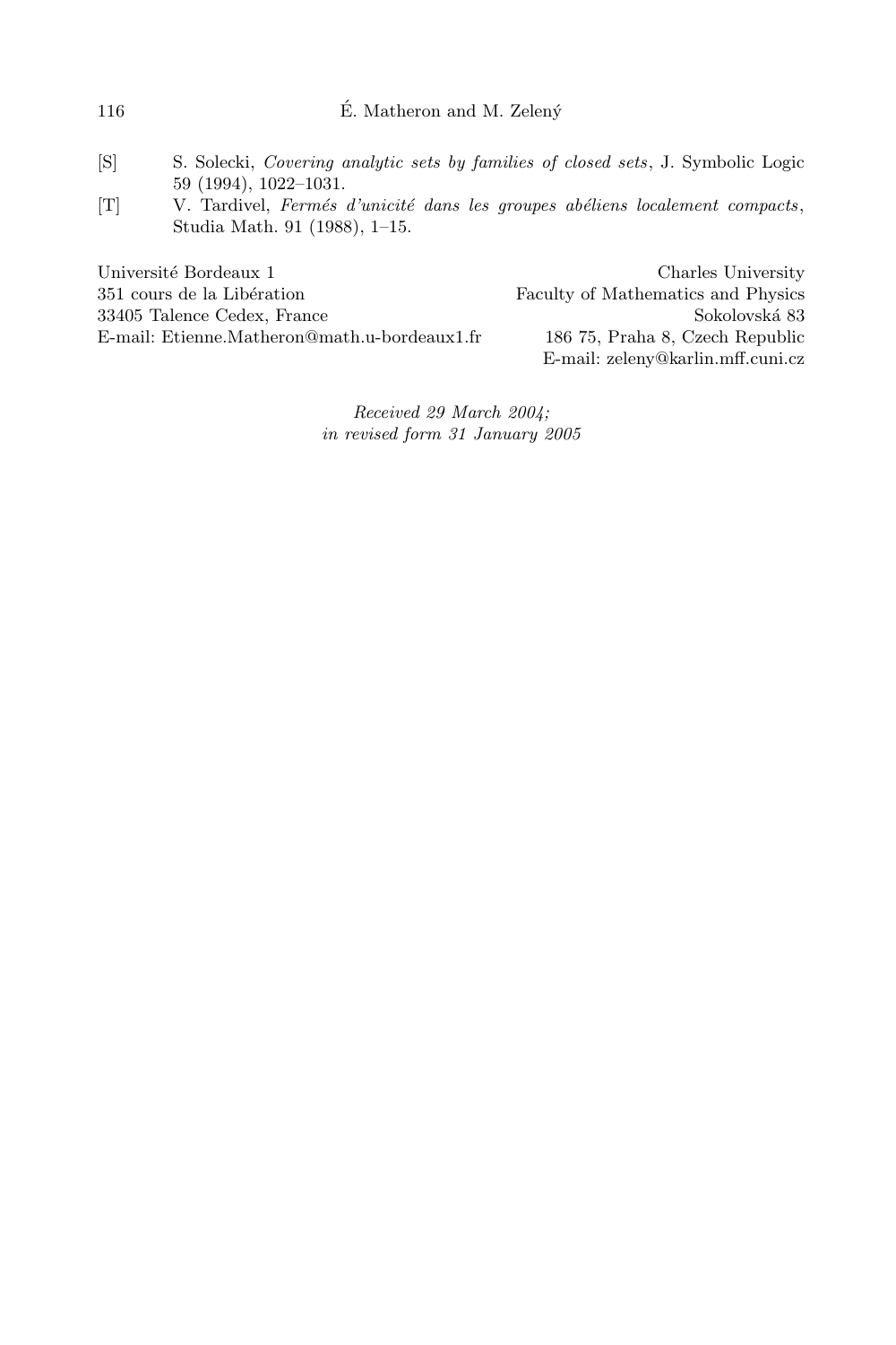[S] S. Solecki, *Covering analytic sets by families of closed sets*, J. Symbolic Logic 59 (1994), 1022–1031.

[T] V. Tardivel, *Fermés d'unicité dans les groupes abéliens localement compacts*, Studia Math. 91 (1988), 1–15.

Université Bordeaux 1
351 cours de la Libération
33405 Talence Cedex, France
E-mail: Etienne.Matheron@math.u-bordeaux1.fr

Charles University
Faculty of Mathematics and Physics
Sokolovská 83
186 75, Praha 8, Czech Republic
E-mail: zeleny@karlin.mff.cuni.cz

*Received 29 March 2004;*
*in revised form 31 January 2005*